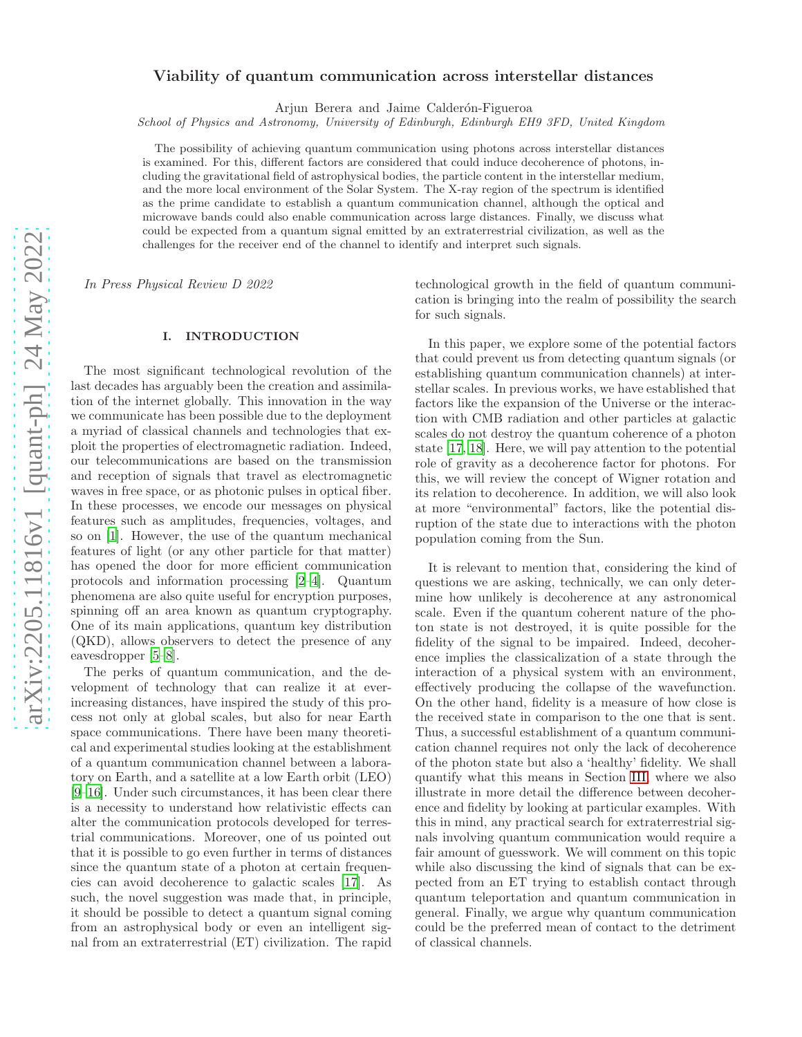# Viability of quantum communication across interstellar distances

Arjun Berera and Jaime Calderón-Figueroa

*School of Physics and Astronomy, University of Edinburgh, Edinburgh EH9 3FD, United Kingdom*

The possibility of achieving quantum communication using photons across interstellar distances is examined. For this, different factors are considered that could induce decoherence of photons, including the gravitational field of astrophysical bodies, the particle content in the interstellar medium, and the more local environment of the Solar System. The X-ray region of the spectrum is identified as the prime candidate to establish a quantum communication channel, although the optical and microwave bands could also enable communication across large distances. Finally, we discuss what could be expected from a quantum signal emitted by an extraterrestrial civilization, as well as the challenges for the receiver end of the channel to identify and interpret such signals.

*In Press Physical Review D 2022*

## I. INTRODUCTION

The most significant technological revolution of the last decades has arguably been the creation and assimilation of the internet globally. This innovation in the way we communicate has been possible due to the deployment a myriad of classical channels and technologies that exploit the properties of electromagnetic radiation. Indeed, our telecommunications are based on the transmission and reception of signals that travel as electromagnetic waves in free space, or as photonic pulses in optical fiber. In these processes, we encode our messages on physical features such as amplitudes, frequencies, voltages, and so on [1]. However, the use of the quantum mechanical features of light (or any other particle for that matter) has opened the door for more efficient communication protocols and information processing [2–4]. Quantum phenomena are also quite useful for encryption purposes, spinning off an area known as quantum cryptography. One of its main applications, quantum key distribution (QKD), allows observers to detect the presence of any eavesdropper [5–8].

The perks of quantum communication, and the development of technology that can realize it at ever-increasing distances, have inspired the study of this process not only at global scales, but also for near Earth space communications. There have been many theoretical and experimental studies looking at the establishment of a quantum communication channel between a laboratory on Earth, and a satellite at a low Earth orbit (LEO) [9–16]. Under such circumstances, it has been clear there is a necessity to understand how relativistic effects can alter the communication protocols developed for terrestrial communications. Moreover, one of us pointed out that it is possible to go even further in terms of distances since the quantum state of a photon at certain frequencies can avoid decoherence to galactic scales [17]. As such, the novel suggestion was made that, in principle, it should be possible to detect a quantum signal coming from an astrophysical body or even an intelligent signal from an extraterrestrial (ET) civilization. The rapid technological growth in the field of quantum communication is bringing into the realm of possibility the search for such signals.

In this paper, we explore some of the potential factors that could prevent us from detecting quantum signals (or establishing quantum communication channels) at interstellar scales. In previous works, we have established that factors like the expansion of the Universe or the interaction with CMB radiation and other particles at galactic scales do not destroy the quantum coherence of a photon state [17, 18]. Here, we will pay attention to the potential role of gravity as a decoherence factor for photons. For this, we will review the concept of Wigner rotation and its relation to decoherence. In addition, we will also look at more "environmental" factors, like the potential disruption of the state due to interactions with the photon population coming from the Sun.

It is relevant to mention that, considering the kind of questions we are asking, technically, we can only determine how unlikely is decoherence at any astronomical scale. Even if the quantum coherent nature of the photon state is not destroyed, it is quite possible for the fidelity of the signal to be impaired. Indeed, decoherence implies the classicalization of a state through the interaction of a physical system with an environment, effectively producing the collapse of the wavefunction. On the other hand, fidelity is a measure of how close is the received state in comparison to the one that is sent. Thus, a successful establishment of a quantum communication channel requires not only the lack of decoherence of the photon state but also a 'healthy' fidelity. We shall quantify what this means in Section III, where we also illustrate in more detail the difference between decoherence and fidelity by looking at particular examples. With this in mind, any practical search for extraterrestrial signals involving quantum communication would require a fair amount of guesswork. We will comment on this topic while also discussing the kind of signals that can be expected from an ET trying to establish contact through quantum teleportation and quantum communication in general. Finally, we argue why quantum communication could be the preferred mean of contact to the detriment of classical channels.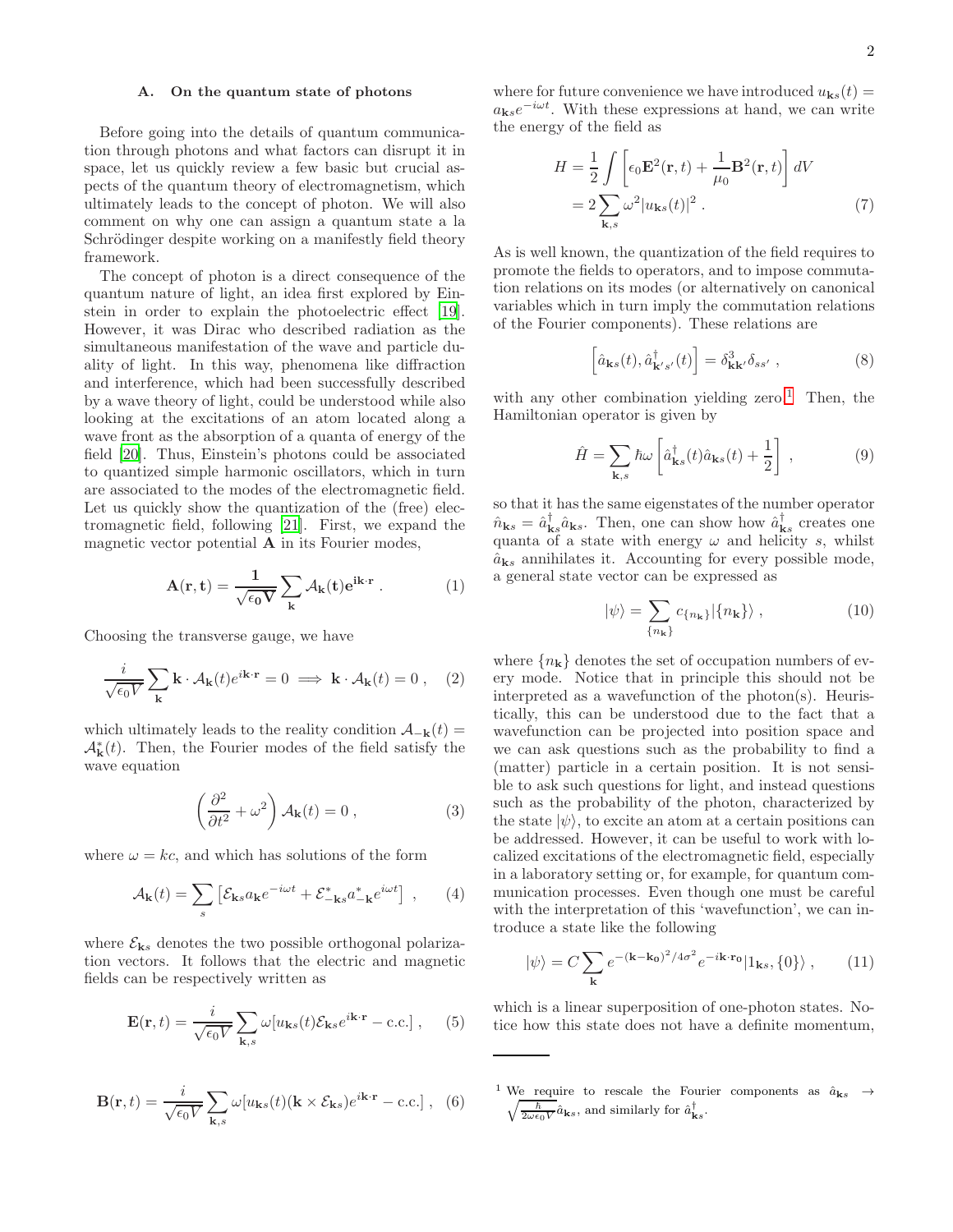### A. On the quantum state of photons

Before going into the details of quantum communication through photons and what factors can disrupt it in space, let us quickly review a few basic but crucial aspects of the quantum theory of electromagnetism, which ultimately leads to the concept of photon. We will also comment on why one can assign a quantum state a la Schrödinger despite working on a manifestly field theory framework.

The concept of photon is a direct consequence of the quantum nature of light, an idea first explored by Einstein in order to explain the photoelectric effect [19]. However, it was Dirac who described radiation as the simultaneous manifestation of the wave and particle duality of light. In this way, phenomena like diffraction and interference, which had been successfully described by a wave theory of light, could be understood while also looking at the excitations of an atom located along a wave front as the absorption of a quanta of energy of the field [20]. Thus, Einstein's photons could be associated to quantized simple harmonic oscillators, which in turn are associated to the modes of the electromagnetic field. Let us quickly show the quantization of the (free) electromagnetic field, following [21]. First, we expand the magnetic vector potential $\mathbf{A}$ in its Fourier modes,

$$\mathbf{A}(\mathbf{r},\mathbf{t}) = \frac{\mathbf{1}}{\sqrt{\epsilon_0 \mathbf{V}}}\sum_{\mathbf{k}} \mathcal{A}_{\mathbf{k}}(\mathbf{t})\mathbf{e}^{\mathbf{i}\mathbf{k}\cdot\mathbf{r}} \,. \tag{1}$$

Choosing the transverse gauge, we have

$$\frac{i}{\sqrt{\epsilon_0 V}}\sum_{\mathbf{k}} \mathbf{k}\cdot\mathcal{A}_{\mathbf{k}}(t)e^{i\mathbf{k}\cdot\mathbf{r}} = 0 \implies \mathbf{k}\cdot\mathcal{A}_{\mathbf{k}}(t) = 0 \,, \tag{2}$$

which ultimately leads to the reality condition $\mathcal{A}_{-\mathbf{k}}(t) = \mathcal{A}^*_{\mathbf{k}}(t)$. Then, the Fourier modes of the field satisfy the wave equation

$$\left(\frac{\partial^2}{\partial t^2} + \omega^2\right)\mathcal{A}_{\mathbf{k}}(t) = 0 \,, \tag{3}$$

where $\omega = kc$, and which has solutions of the form

$$\mathcal{A}_{\mathbf{k}}(t) = \sum_s \left[\mathcal{E}_{\mathbf{k}s}a_{\mathbf{k}}e^{-i\omega t} + \mathcal{E}^*_{-\mathbf{k}s}a^*_{-\mathbf{k}}e^{i\omega t}\right] \,, \tag{4}$$

where $\mathcal{E}_{\mathbf{k}s}$ denotes the two possible orthogonal polarization vectors. It follows that the electric and magnetic fields can be respectively written as

$$\mathbf{E}(\mathbf{r},t) = \frac{i}{\sqrt{\epsilon_0 V}}\sum_{\mathbf{k},s}\omega[u_{\mathbf{k}s}(t)\mathcal{E}_{\mathbf{k}s}e^{i\mathbf{k}\cdot\mathbf{r}} - \text{c.c.}] \,, \tag{5}$$

$$\mathbf{B}(\mathbf{r},t) = \frac{i}{\sqrt{\epsilon_0 V}}\sum_{\mathbf{k},s}\omega[u_{\mathbf{k}s}(t)(\mathbf{k}\times\mathcal{E}_{\mathbf{k}s})e^{i\mathbf{k}\cdot\mathbf{r}} - \text{c.c.}] \,, \tag{6}$$

where for future convenience we have introduced $u_{\mathbf{k}s}(t) = a_{\mathbf{k}s}e^{-i\omega t}$. With these expressions at hand, we can write the energy of the field as

$$\begin{aligned} H &= \frac{1}{2}\int\left[\epsilon_0\mathbf{E}^2(\mathbf{r},t) + \frac{1}{\mu_0}\mathbf{B}^2(\mathbf{r},t)\right]dV \\ &= 2\sum_{\mathbf{k},s}\omega^2|u_{\mathbf{k}s}(t)|^2 \,. \end{aligned} \tag{7}$$

As is well known, the quantization of the field requires to promote the fields to operators, and to impose commutation relations on its modes (or alternatively on canonical variables which in turn imply the commutation relations of the Fourier components). These relations are

$$\left[\hat{a}_{\mathbf{k}s}(t), \hat{a}^\dagger_{\mathbf{k}'s'}(t)\right] = \delta^3_{\mathbf{k}\mathbf{k}'}\delta_{ss'} \,, \tag{8}$$

with any other combination yielding zero.[1] Then, the Hamiltonian operator is given by

$$\hat{H} = \sum_{\mathbf{k},s}\hbar\omega\left[\hat{a}^\dagger_{\mathbf{k}s}(t)\hat{a}_{\mathbf{k}s}(t) + \frac{1}{2}\right] \,, \tag{9}$$

so that it has the same eigenstates of the number operator $\hat{n}_{\mathbf{k}s} = \hat{a}^\dagger_{\mathbf{k}s}\hat{a}_{\mathbf{k}s}$. Then, one can show how $\hat{a}^\dagger_{\mathbf{k}s}$ creates one quanta of a state with energy $\omega$ and helicity $s$, whilst $\hat{a}_{\mathbf{k}s}$ annihilates it. Accounting for every possible mode, a general state vector can be expressed as

$$|\psi\rangle = \sum_{\{n_{\mathbf{k}}\}} c_{\{n_{\mathbf{k}}\}}|\{n_{\mathbf{k}}\}\rangle \,, \tag{10}$$

where $\{n_{\mathbf{k}}\}$ denotes the set of occupation numbers of every mode. Notice that in principle this should not be interpreted as a wavefunction of the photon(s). Heuristically, this can be understood due to the fact that a wavefunction can be projected into position space and we can ask questions such as the probability to find a (matter) particle in a certain position. It is not sensible to ask such questions for light, and instead questions such as the probability of the photon, characterized by the state $|\psi\rangle$, to excite an atom at a certain positions can be addressed. However, it can be useful to work with localized excitations of the electromagnetic field, especially in a laboratory setting or, for example, for quantum communication processes. Even though one must be careful with the interpretation of this 'wavefunction', we can introduce a state like the following

$$|\psi\rangle = C\sum_{\mathbf{k}} e^{-(\mathbf{k}-\mathbf{k_0})^2/4\sigma^2}e^{-i\mathbf{k}\cdot\mathbf{r_0}}|1_{\mathbf{k}s}, \{0\}\rangle \,, \tag{11}$$

which is a linear superposition of one-photon states. Notice how this state does not have a definite momentum,

---

[1] We require to rescale the Fourier components as $\hat{a}_{\mathbf{k}s} \to \sqrt{\frac{\hbar}{2\omega\epsilon_0 V}}\hat{a}_{\mathbf{k}s}$, and similarly for $\hat{a}^\dagger_{\mathbf{k}s}$.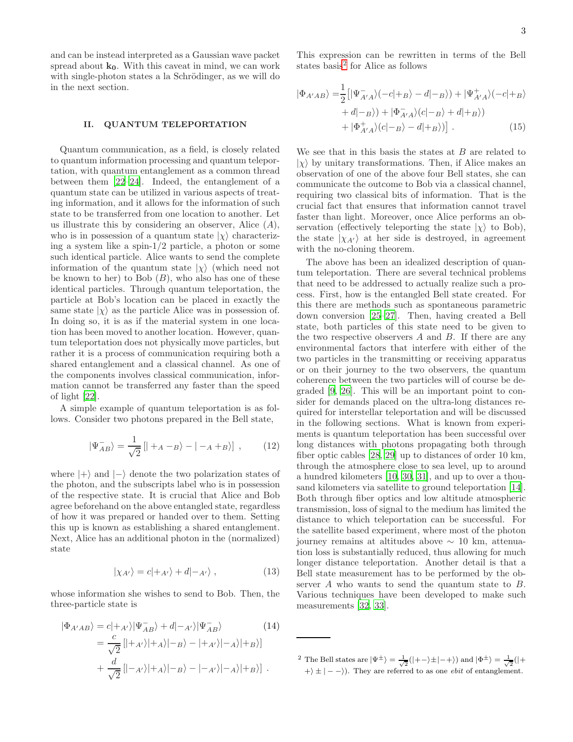and can be instead interpreted as a Gaussian wave packet spread about $\mathbf{k_0}$. With this caveat in mind, we can work with single-photon states a la Schrödinger, as we will do in the next section.

## II. QUANTUM TELEPORTATION

Quantum communication, as a field, is closely related to quantum information processing and quantum teleportation, with quantum entanglement as a common thread between them [22–24]. Indeed, the entanglement of a quantum state can be utilized in various aspects of treating information, and it allows for the information of such state to be transferred from one location to another. Let us illustrate this by considering an observer, Alice ($A$), who is in possession of a quantum state $|\chi\rangle$ characterizing a system like a spin-1/2 particle, a photon or some such identical particle. Alice wants to send the complete information of the quantum state $|\chi\rangle$ (which need not be known to her) to Bob ($B$), who also has one of these identical particles. Through quantum teleportation, the particle at Bob's location can be placed in exactly the same state $|\chi\rangle$ as the particle Alice was in possession of. In doing so, it is as if the material system in one location has been moved to another location. However, quantum teleportation does not physically move particles, but rather it is a process of communication requiring both a shared entanglement and a classical channel. As one of the components involves classical communication, information cannot be transferred any faster than the speed of light [22].

A simple example of quantum teleportation is as follows. Consider two photons prepared in the Bell state,

$$|\Psi^-_{AB}\rangle = \frac{1}{\sqrt{2}}\left[|+_A -_B\rangle - |-_A +_B\rangle\right] , \tag{12}$$

where $|+\rangle$ and $|-\rangle$ denote the two polarization states of the photon, and the subscripts label who is in possession of the respective state. It is crucial that Alice and Bob agree beforehand on the above entangled state, regardless of how it was prepared or handed over to them. Setting this up is known as establishing a shared entanglement. Next, Alice has an additional photon in the (normalized) state

$$|\chi_{A'}\rangle = c|+_{A'}\rangle + d|-_{A'}\rangle , \tag{13}$$

whose information she wishes to send to Bob. Then, the three-particle state is

$$\begin{aligned}|\Phi_{A'AB}\rangle &= c|+_{A'}\rangle|\Psi^-_{AB}\rangle + d|-_{A'}\rangle|\Psi^-_{AB}\rangle \\ &= \frac{c}{\sqrt{2}}\left[|+_{A'}\rangle|+_A\rangle|-_B\rangle - |+_{A'}\rangle|-_A\rangle|+_B\rangle\right] \\ &+ \frac{d}{\sqrt{2}}\left[|-_{A'}\rangle|+_A\rangle|-_B\rangle - |-_{A'}\rangle|-_A\rangle|+_B\rangle\right] .\end{aligned} \tag{14}$$

This expression can be rewritten in terms of the Bell states basis[2] for Alice as follows

$$\begin{aligned}|\Phi_{A'AB}\rangle =& \frac{1}{2}\big[|\Psi^-_{A'A}\rangle(-c|+_B\rangle - d|-_B\rangle) + |\Psi^+_{A'A}\rangle(-c|+_B\rangle \\ &+ d|-_B\rangle) + |\Phi^-_{A'A}\rangle(c|-_B\rangle + d|+_B\rangle) \\ &+ |\Phi^+_{A'A}\rangle(c|-_B\rangle - d|+_B\rangle)\big] .\end{aligned} \tag{15}$$

We see that in this basis the states at $B$ are related to $|\chi\rangle$ by unitary transformations. Then, if Alice makes an observation of one of the above four Bell states, she can communicate the outcome to Bob via a classical channel, requiring two classical bits of information. That is the crucial fact that ensures that information cannot travel faster than light. Moreover, once Alice performs an observation (effectively teleporting the state $|\chi\rangle$ to Bob), the state $|\chi_{A'}\rangle$ at her side is destroyed, in agreement with the no-cloning theorem.

The above has been an idealized description of quantum teleportation. There are several technical problems that need to be addressed to actually realize such a process. First, how is the entangled Bell state created. For this there are methods such as spontaneous parametric down conversion [25–27]. Then, having created a Bell state, both particles of this state need to be given to the two respective observers $A$ and $B$. If there are any environmental factors that interfere with either of the two particles in the transmitting or receiving apparatus or on their journey to the two observers, the quantum coherence between the two particles will of course be degraded [9, 26]. This will be an important point to consider for demands placed on the ultra-long distances required for interstellar teleportation and will be discussed in the following sections. What is known from experiments is quantum teleportation has been successful over long distances with photons propagating both through fiber optic cables [28, 29] up to distances of order 10 km, through the atmosphere close to sea level, up to around a hundred kilometers [10, 30, 31], and up to over a thousand kilometers via satellite to ground teleportation [14]. Both through fiber optics and low altitude atmospheric transmission, loss of signal to the medium has limited the distance to which teleportation can be successful. For the satellite based experiment, where most of the photon journey remains at altitudes above $\sim$ 10 km, attenuation loss is substantially reduced, thus allowing for much longer distance teleportation. Another detail is that a Bell state measurement has to be performed by the observer $A$ who wants to send the quantum state to $B$. Various techniques have been developed to make such measurements [32, 33].

---

[2] The Bell states are $|\Psi^{\pm}\rangle = \frac{1}{\sqrt{2}}(|+-\rangle \pm |-+\rangle)$ and $|\Phi^{\pm}\rangle = \frac{1}{\sqrt{2}}(|++\rangle \pm |--\rangle)$. They are referred to as one *ebit* of entanglement.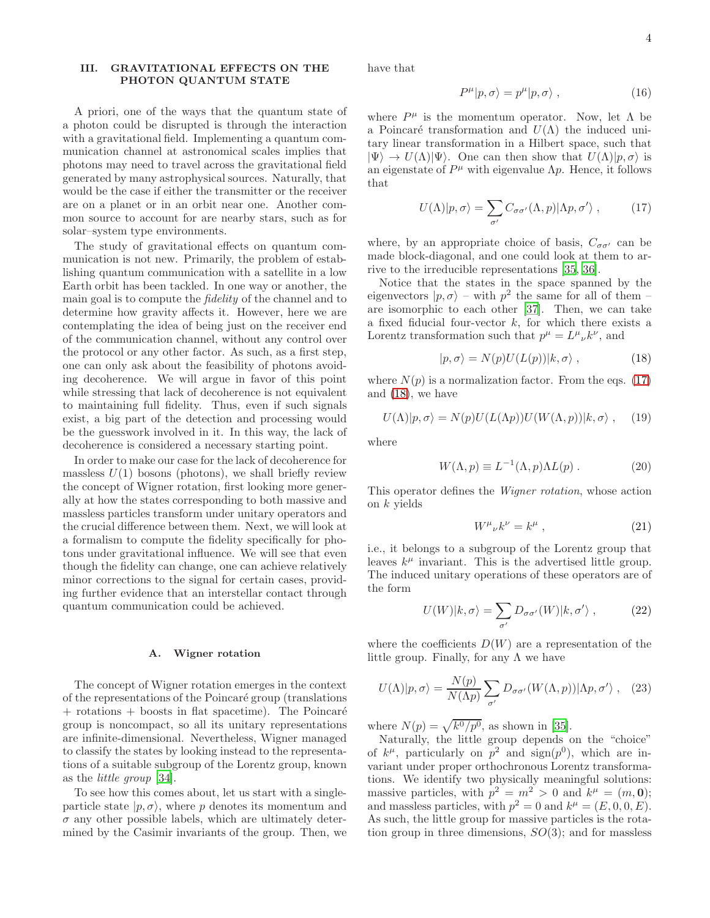## III. GRAVITATIONAL EFFECTS ON THE PHOTON QUANTUM STATE

A priori, one of the ways that the quantum state of a photon could be disrupted is through the interaction with a gravitational field. Implementing a quantum communication channel at astronomical scales implies that photons may need to travel across the gravitational field generated by many astrophysical sources. Naturally, that would be the case if either the transmitter or the receiver are on a planet or in an orbit near one. Another common source to account for are nearby stars, such as for solar–system type environments.

The study of gravitational effects on quantum communication is not new. Primarily, the problem of establishing quantum communication with a satellite in a low Earth orbit has been tackled. In one way or another, the main goal is to compute the *fidelity* of the channel and to determine how gravity affects it. However, here we are contemplating the idea of being just on the receiver end of the communication channel, without any control over the protocol or any other factor. As such, as a first step, one can only ask about the feasibility of photons avoiding decoherence. We will argue in favor of this point while stressing that lack of decoherence is not equivalent to maintaining full fidelity. Thus, even if such signals exist, a big part of the detection and processing would be the guesswork involved in it. In this way, the lack of decoherence is considered a necessary starting point.

In order to make our case for the lack of decoherence for massless $U(1)$ bosons (photons), we shall briefly review the concept of Wigner rotation, first looking more generally at how the states corresponding to both massive and massless particles transform under unitary operators and the crucial difference between them. Next, we will look at a formalism to compute the fidelity specifically for photons under gravitational influence. We will see that even though the fidelity can change, one can achieve relatively minor corrections to the signal for certain cases, providing further evidence that an interstellar contact through quantum communication could be achieved.

### A. Wigner rotation

The concept of Wigner rotation emerges in the context of the representations of the Poincaré group (translations + rotations + boosts in flat spacetime). The Poincaré group is noncompact, so all its unitary representations are infinite-dimensional. Nevertheless, Wigner managed to classify the states by looking instead to the representations of a suitable subgroup of the Lorentz group, known as the *little group* [34].

To see how this comes about, let us start with a single-particle state $|p, \sigma\rangle$, where $p$ denotes its momentum and $\sigma$ any other possible labels, which are ultimately determined by the Casimir invariants of the group. Then, we have that

$$P^\mu |p, \sigma\rangle = p^\mu |p, \sigma\rangle \;, \tag{16}$$

where $P^\mu$ is the momentum operator. Now, let $\Lambda$ be a Poincaré transformation and $U(\Lambda)$ the induced unitary linear transformation in a Hilbert space, such that $|\Psi\rangle \to U(\Lambda)|\Psi\rangle$. One can then show that $U(\Lambda)|p, \sigma\rangle$ is an eigenstate of $P^\mu$ with eigenvalue $\Lambda p$. Hence, it follows that

$$U(\Lambda)|p, \sigma\rangle = \sum_{\sigma'} C_{\sigma\sigma'}(\Lambda, p)|\Lambda p, \sigma'\rangle \;, \tag{17}$$

where, by an appropriate choice of basis, $C_{\sigma\sigma'}$ can be made block-diagonal, and one could look at them to arrive to the irreducible representations [35, 36].

Notice that the states in the space spanned by the eigenvectors $|p, \sigma\rangle$ – with $p^2$ the same for all of them – are isomorphic to each other [37]. Then, we can take a fixed fiducial four-vector $k$, for which there exists a Lorentz transformation such that $p^\mu = L^\mu{}_\nu k^\nu$, and

$$|p, \sigma\rangle = N(p)U(L(p))|k, \sigma\rangle \;, \tag{18}$$

where $N(p)$ is a normalization factor. From the eqs. (17) and (18), we have

$$U(\Lambda)|p, \sigma\rangle = N(p)U(L(\Lambda p))U(W(\Lambda, p))|k, \sigma\rangle \;, \tag{19}$$

where

$$W(\Lambda, p) \equiv L^{-1}(\Lambda, p)\Lambda L(p) \;. \tag{20}$$

This operator defines the *Wigner rotation*, whose action on $k$ yields

$$W^\mu{}_\nu k^\nu = k^\mu \;, \tag{21}$$

i.e., it belongs to a subgroup of the Lorentz group that leaves $k^\mu$ invariant. This is the advertised little group. The induced unitary operations of these operators are of the form

$$U(W)|k, \sigma\rangle = \sum_{\sigma'} D_{\sigma\sigma'}(W)|k, \sigma'\rangle \;, \tag{22}$$

where the coefficients $D(W)$ are a representation of the little group. Finally, for any $\Lambda$ we have

$$U(\Lambda)|p, \sigma\rangle = \frac{N(p)}{N(\Lambda p)} \sum_{\sigma'} D_{\sigma\sigma'}(W(\Lambda, p))|\Lambda p, \sigma'\rangle \;, \tag{23}$$

where $N(p) = \sqrt{k^0/p^0}$, as shown in [35].

Naturally, the little group depends on the "choice" of $k^\mu$, particularly on $p^2$ and $\text{sign}(p^0)$, which are invariant under proper orthochronous Lorentz transformations. We identify two physically meaningful solutions: massive particles, with $p^2 = m^2 > 0$ and $k^\mu = (m, \mathbf{0})$; and massless particles, with $p^2 = 0$ and $k^\mu = (E, 0, 0, E)$. As such, the little group for massive particles is the rotation group in three dimensions, $SO(3)$; and for massless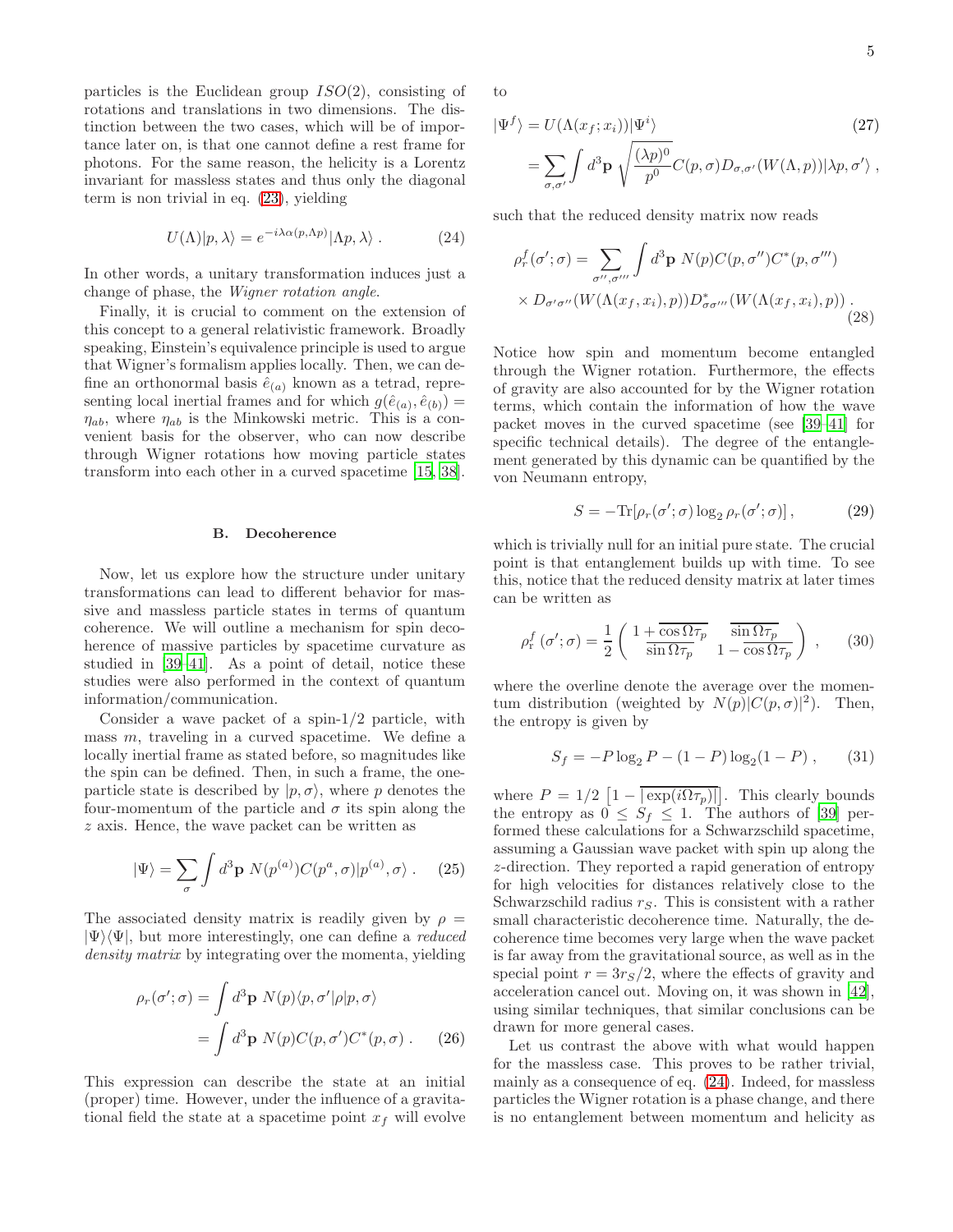particles is the Euclidean group $ISO(2)$, consisting of rotations and translations in two dimensions. The distinction between the two cases, which will be of importance later on, is that one cannot define a rest frame for photons. For the same reason, the helicity is a Lorentz invariant for massless states and thus only the diagonal term is non trivial in eq. (23), yielding

$$U(\Lambda)|p,\lambda\rangle = e^{-i\lambda\alpha(p,\Lambda p)}|\Lambda p,\lambda\rangle \ . \tag{24}$$

In other words, a unitary transformation induces just a change of phase, the *Wigner rotation angle*.

Finally, it is crucial to comment on the extension of this concept to a general relativistic framework. Broadly speaking, Einstein's equivalence principle is used to argue that Wigner's formalism applies locally. Then, we can define an orthonormal basis $\hat{e}_{(a)}$ known as a tetrad, representing local inertial frames and for which $g(\hat{e}_{(a)},\hat{e}_{(b)}) = \eta_{ab}$, where $\eta_{ab}$ is the Minkowski metric. This is a convenient basis for the observer, who can now describe through Wigner rotations how moving particle states transform into each other in a curved spacetime [15, 38].

### B. Decoherence

Now, let us explore how the structure under unitary transformations can lead to different behavior for massive and massless particle states in terms of quantum coherence. We will outline a mechanism for spin decoherence of massive particles by spacetime curvature as studied in [39–41]. As a point of detail, notice these studies were also performed in the context of quantum information/communication.

Consider a wave packet of a spin-1/2 particle, with mass $m$, traveling in a curved spacetime. We define a locally inertial frame as stated before, so magnitudes like the spin can be defined. Then, in such a frame, the one-particle state is described by $|p,\sigma\rangle$, where $p$ denotes the four-momentum of the particle and $\sigma$ its spin along the $z$ axis. Hence, the wave packet can be written as

$$|\Psi\rangle = \sum_\sigma \int d^3\mathbf{p}\ N(p^{(a)})C(p^a,\sigma)|p^{(a)},\sigma\rangle \ . \tag{25}$$

The associated density matrix is readily given by $\rho = |\Psi\rangle\langle\Psi|$, but more interestingly, one can define a *reduced density matrix* by integrating over the momenta, yielding

$$\begin{aligned}\rho_r(\sigma';\sigma) &= \int d^3\mathbf{p}\ N(p)\langle p,\sigma'|\rho|p,\sigma\rangle \\ &= \int d^3\mathbf{p}\ N(p)C(p,\sigma')C^*(p,\sigma) \ .\end{aligned} \tag{26}$$

This expression can describe the state at an initial (proper) time. However, under the influence of a gravitational field the state at a spacetime point $x_f$ will evolve to

$$\begin{aligned}|\Psi^f\rangle &= U(\Lambda(x_f;x_i))|\Psi^i\rangle \\ &= \sum_{\sigma,\sigma'}\int d^3\mathbf{p}\ \sqrt{\frac{(\lambda p)^0}{p^0}}C(p,\sigma)D_{\sigma,\sigma'}(W(\Lambda,p))|\lambda p,\sigma'\rangle \ ,\end{aligned} \tag{27}$$

such that the reduced density matrix now reads

$$\begin{aligned}\rho_r^f(\sigma';\sigma) = &\sum_{\sigma'',\sigma'''}\int d^3\mathbf{p}\ N(p)C(p,\sigma'')C^*(p,\sigma''') \\ &\times D_{\sigma'\sigma''}(W(\Lambda(x_f,x_i),p))D^*_{\sigma\sigma'''}(W(\Lambda(x_f,x_i),p)) \ .\end{aligned} \tag{28}$$

Notice how spin and momentum become entangled through the Wigner rotation. Furthermore, the effects of gravity are also accounted for by the Wigner rotation terms, which contain the information of how the wave packet moves in the curved spacetime (see [39–41] for specific technical details). The degree of the entanglement generated by this dynamic can be quantified by the von Neumann entropy,

$$S = -\mathrm{Tr}[\rho_r(\sigma';\sigma)\log_2\rho_r(\sigma';\sigma)] \ , \tag{29}$$

which is trivially null for an initial pure state. The crucial point is that entanglement builds up with time. To see this, notice that the reduced density matrix at later times can be written as

$$\rho_\mathrm{r}^f(\sigma';\sigma) = \frac{1}{2}\begin{pmatrix} 1+\overline{\cos\Omega\tau_p} & \overline{\sin\Omega\tau_p} \\ \overline{\sin\Omega\tau_p} & 1-\overline{\cos\Omega\tau_p}\end{pmatrix} \ , \tag{30}$$

where the overline denote the average over the momentum distribution (weighted by $N(p)|C(p,\sigma)|^2$). Then, the entropy is given by

$$S_f = -P\log_2 P - (1-P)\log_2(1-P) \ , \tag{31}$$

where $P = 1/2\left[1-\left|\overline{\exp(i\Omega\tau_p)}\right|\right]$. This clearly bounds the entropy as $0 \leq S_f \leq 1$. The authors of [39] performed these calculations for a Schwarzschild spacetime, assuming a Gaussian wave packet with spin up along the $z$-direction. They reported a rapid generation of entropy for high velocities for distances relatively close to the Schwarzschild radius $r_S$. This is consistent with a rather small characteristic decoherence time. Naturally, the decoherence time becomes very large when the wave packet is far away from the gravitational source, as well as in the special point $r = 3r_S/2$, where the effects of gravity and acceleration cancel out. Moving on, it was shown in [42], using similar techniques, that similar conclusions can be drawn for more general cases.

Let us contrast the above with what would happen for the massless case. This proves to be rather trivial, mainly as a consequence of eq. (24). Indeed, for massless particles the Wigner rotation is a phase change, and there is no entanglement between momentum and helicity as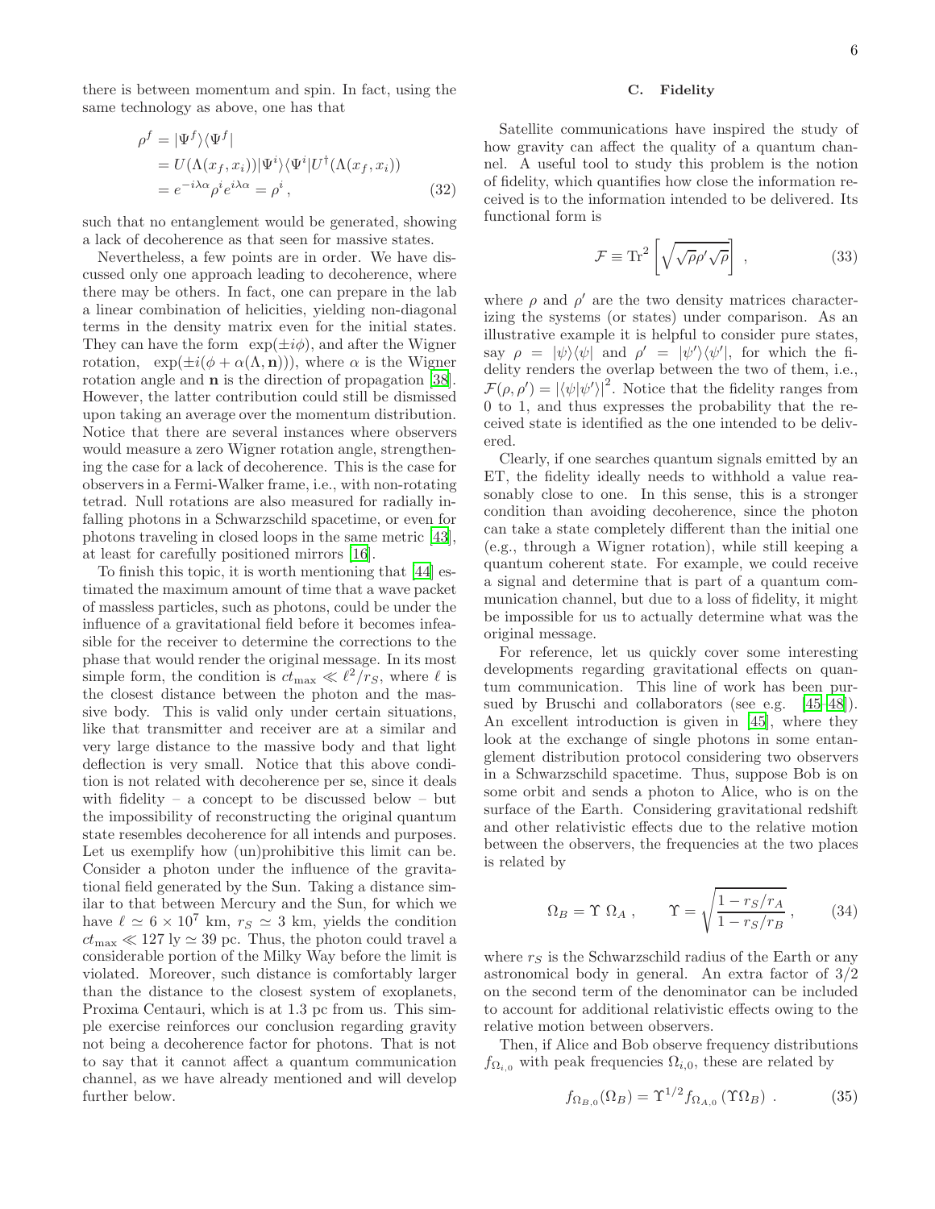there is between momentum and spin. In fact, using the same technology as above, one has that

$$
\begin{aligned}
\rho^f &= |\Psi^f\rangle\langle\Psi^f| \\
&= U(\Lambda(x_f, x_i))|\Psi^i\rangle\langle\Psi^i|U^\dagger(\Lambda(x_f, x_i)) \\
&= e^{-i\lambda\alpha}\rho^i e^{i\lambda\alpha} = \rho^i\,, \qquad (32)
\end{aligned}
$$

such that no entanglement would be generated, showing a lack of decoherence as that seen for massive states.

Nevertheless, a few points are in order. We have discussed only one approach leading to decoherence, where there may be others. In fact, one can prepare in the lab a linear combination of helicities, yielding non-diagonal terms in the density matrix even for the initial states. They can have the form $\exp(\pm i\phi)$, and after the Wigner rotation, $\exp(\pm i(\phi + \alpha(\Lambda, \mathbf{n})))$, where $\alpha$ is the Wigner rotation angle and $\mathbf{n}$ is the direction of propagation [38]. However, the latter contribution could still be dismissed upon taking an average over the momentum distribution. Notice that there are several instances where observers would measure a zero Wigner rotation angle, strengthening the case for a lack of decoherence. This is the case for observers in a Fermi-Walker frame, i.e., with non-rotating tetrad. Null rotations are also measured for radially infalling photons in a Schwarzschild spacetime, or even for photons traveling in closed loops in the same metric [43], at least for carefully positioned mirrors [16].

To finish this topic, it is worth mentioning that [44] estimated the maximum amount of time that a wave packet of massless particles, such as photons, could be under the influence of a gravitational field before it becomes infeasible for the receiver to determine the corrections to the phase that would render the original message. In its most simple form, the condition is $ct_{\rm max} \ll \ell^2/r_S$, where $\ell$ is the closest distance between the photon and the massive body. This is valid only under certain situations, like that transmitter and receiver are at a similar and very large distance to the massive body and that light deflection is very small. Notice that this above condition is not related with decoherence per se, since it deals with fidelity – a concept to be discussed below – but the impossibility of reconstructing the original quantum state resembles decoherence for all intends and purposes. Let us exemplify how (un)prohibitive this limit can be. Consider a photon under the influence of the gravitational field generated by the Sun. Taking a distance similar to that between Mercury and the Sun, for which we have $\ell \simeq 6 \times 10^7$ km, $r_S \simeq 3$ km, yields the condition $ct_{\rm max} \ll 127$ ly $\simeq 39$ pc. Thus, the photon could travel a considerable portion of the Milky Way before the limit is violated. Moreover, such distance is comfortably larger than the distance to the closest system of exoplanets, Proxima Centauri, which is at 1.3 pc from us. This simple exercise reinforces our conclusion regarding gravity not being a decoherence factor for photons. That is not to say that it cannot affect a quantum communication channel, as we have already mentioned and will develop further below.

### C. Fidelity

Satellite communications have inspired the study of how gravity can affect the quality of a quantum channel. A useful tool to study this problem is the notion of fidelity, which quantifies how close the information received is to the information intended to be delivered. Its functional form is

$$
\mathcal{F} \equiv \mathrm{Tr}^2\left[\sqrt{\sqrt{\rho}\rho'\sqrt{\rho}}\right]\,, \qquad (33)
$$

where $\rho$ and $\rho'$ are the two density matrices characterizing the systems (or states) under comparison. As an illustrative example it is helpful to consider pure states, say $\rho = |\psi\rangle\langle\psi|$ and $\rho' = |\psi'\rangle\langle\psi'|$, for which the fidelity renders the overlap between the two of them, i.e., $\mathcal{F}(\rho, \rho') = |\langle\psi|\psi'\rangle|^2$. Notice that the fidelity ranges from 0 to 1, and thus expresses the probability that the received state is identified as the one intended to be delivered.

Clearly, if one searches quantum signals emitted by an ET, the fidelity ideally needs to withhold a value reasonably close to one. In this sense, this is a stronger condition than avoiding decoherence, since the photon can take a state completely different than the initial one (e.g., through a Wigner rotation), while still keeping a quantum coherent state. For example, we could receive a signal and determine that is part of a quantum communication channel, but due to a loss of fidelity, it might be impossible for us to actually determine what was the original message.

For reference, let us quickly cover some interesting developments regarding gravitational effects on quantum communication. This line of work has been pursued by Bruschi and collaborators (see e.g. [45–48]). An excellent introduction is given in [45], where they look at the exchange of single photons in some entanglement distribution protocol considering two observers in a Schwarzschild spacetime. Thus, suppose Bob is on some orbit and sends a photon to Alice, who is on the surface of the Earth. Considering gravitational redshift and other relativistic effects due to the relative motion between the observers, the frequencies at the two places is related by

$$
\Omega_B = \Upsilon\ \Omega_A\,, \qquad \Upsilon = \sqrt{\frac{1 - r_S/r_A}{1 - r_S/r_B}}\,, \qquad (34)
$$

where $r_S$ is the Schwarzschild radius of the Earth or any astronomical body in general. An extra factor of $3/2$ on the second term of the denominator can be included to account for additional relativistic effects owing to the relative motion between observers.

Then, if Alice and Bob observe frequency distributions $f_{\Omega_{i,0}}$ with peak frequencies $\Omega_{i,0}$, these are related by

$$
f_{\Omega_{B,0}}(\Omega_B) = \Upsilon^{1/2} f_{\Omega_{A,0}}(\Upsilon\Omega_B)\,. \qquad (35)
$$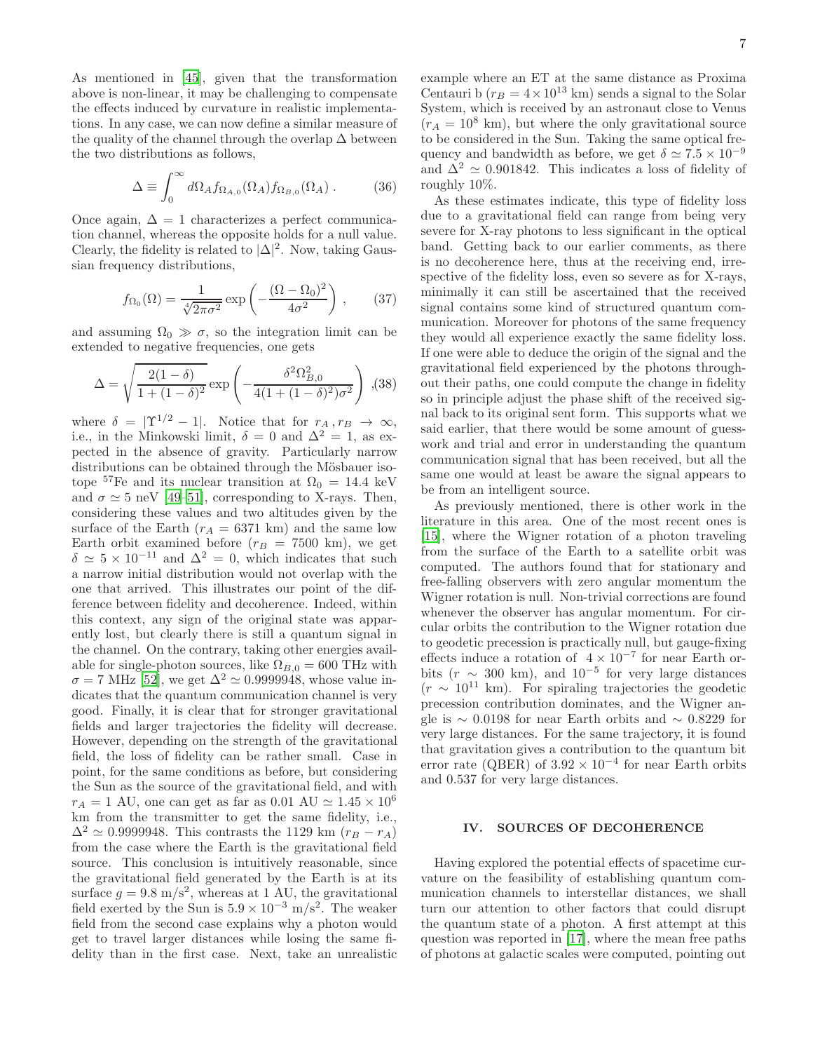As mentioned in [45], given that the transformation above is non-linear, it may be challenging to compensate the effects induced by curvature in realistic implementations. In any case, we can now define a similar measure of the quality of the channel through the overlap $\Delta$ between the two distributions as follows,

$$\Delta \equiv \int_0^\infty d\Omega_A f_{\Omega_{A,0}}(\Omega_A) f_{\Omega_{B,0}}(\Omega_A) \,. \tag{36}$$

Once again, $\Delta = 1$ characterizes a perfect communication channel, whereas the opposite holds for a null value. Clearly, the fidelity is related to $|\Delta|^2$. Now, taking Gaussian frequency distributions,

$$f_{\Omega_0}(\Omega) = \frac{1}{\sqrt[4]{2\pi\sigma^2}} \exp\left(-\frac{(\Omega - \Omega_0)^2}{4\sigma^2}\right) \,, \tag{37}$$

and assuming $\Omega_0 \gg \sigma$, so the integration limit can be extended to negative frequencies, one gets

$$\Delta = \sqrt{\frac{2(1-\delta)}{1+(1-\delta)^2}} \exp\left(-\frac{\delta^2 \Omega_{B,0}^2}{4(1+(1-\delta)^2)\sigma^2}\right) \,, \tag{38}$$

where $\delta = |\Upsilon^{1/2} - 1|$. Notice that for $r_A, r_B \to \infty$, i.e., in the Minkowski limit, $\delta = 0$ and $\Delta^2 = 1$, as expected in the absence of gravity. Particularly narrow distributions can be obtained through the Mösbauer isotope $^{57}$Fe and its nuclear transition at $\Omega_0 = 14.4$ keV and $\sigma \simeq 5$ neV [49–51], corresponding to X-rays. Then, considering these values and two altitudes given by the surface of the Earth ($r_A = 6371$ km) and the same low Earth orbit examined before ($r_B = 7500$ km), we get $\delta \simeq 5 \times 10^{-11}$ and $\Delta^2 = 0$, which indicates that such a narrow initial distribution would not overlap with the one that arrived. This illustrates our point of the difference between fidelity and decoherence. Indeed, within this context, any sign of the original state was apparently lost, but clearly there is still a quantum signal in the channel. On the contrary, taking other energies available for single-photon sources, like $\Omega_{B,0} = 600$ THz with $\sigma = 7$ MHz [52], we get $\Delta^2 \simeq 0.9999948$, whose value indicates that the quantum communication channel is very good. Finally, it is clear that for stronger gravitational fields and larger trajectories the fidelity will decrease. However, depending on the strength of the gravitational field, the loss of fidelity can be rather small. Case in point, for the same conditions as before, but considering the Sun as the source of the gravitational field, and with $r_A = 1$ AU, one can get as far as 0.01 AU $\simeq 1.45 \times 10^6$ km from the transmitter to get the same fidelity, i.e., $\Delta^2 \simeq 0.9999948$. This contrasts the 1129 km ($r_B - r_A$) from the case where the Earth is the gravitational field source. This conclusion is intuitively reasonable, since the gravitational field generated by the Earth is at its surface $g = 9.8$ m/s$^2$, whereas at 1 AU, the gravitational field exerted by the Sun is $5.9 \times 10^{-3}$ m/s$^2$. The weaker field from the second case explains why a photon would get to travel larger distances while losing the same fidelity than in the first case. Next, take an unrealistic example where an ET at the same distance as Proxima Centauri b ($r_B = 4 \times 10^{13}$ km) sends a signal to the Solar System, which is received by an astronaut close to Venus ($r_A = 10^8$ km), but where the only gravitational source to be considered in the Sun. Taking the same optical frequency and bandwidth as before, we get $\delta \simeq 7.5 \times 10^{-9}$ and $\Delta^2 \simeq 0.901842$. This indicates a loss of fidelity of roughly 10%.

As these estimates indicate, this type of fidelity loss due to a gravitational field can range from being very severe for X-ray photons to less significant in the optical band. Getting back to our earlier comments, as there is no decoherence here, thus at the receiving end, irrespective of the fidelity loss, even so severe as for X-rays, minimally it can still be ascertained that the received signal contains some kind of structured quantum communication. Moreover for photons of the same frequency they would all experience exactly the same fidelity loss. If one were able to deduce the origin of the signal and the gravitational field experienced by the photons throughout their paths, one could compute the change in fidelity so in principle adjust the phase shift of the received signal back to its original sent form. This supports what we said earlier, that there would be some amount of guesswork and trial and error in understanding the quantum communication signal that has been received, but all the same one would at least be aware the signal appears to be from an intelligent source.

As previously mentioned, there is other work in the literature in this area. One of the most recent ones is [15], where the Wigner rotation of a photon traveling from the surface of the Earth to a satellite orbit was computed. The authors found that for stationary and free-falling observers with zero angular momentum the Wigner rotation is null. Non-trivial corrections are found whenever the observer has angular momentum. For circular orbits the contribution to the Wigner rotation due to geodetic precession is practically null, but gauge-fixing effects induce a rotation of $4 \times 10^{-7}$ for near Earth orbits ($r \sim 300$ km), and $10^{-5}$ for very large distances ($r \sim 10^{11}$ km). For spiraling trajectories the geodetic precession contribution dominates, and the Wigner angle is $\sim 0.0198$ for near Earth orbits and $\sim 0.8229$ for very large distances. For the same trajectory, it is found that gravitation gives a contribution to the quantum bit error rate (QBER) of $3.92 \times 10^{-4}$ for near Earth orbits and 0.537 for very large distances.

## IV. SOURCES OF DECOHERENCE

Having explored the potential effects of spacetime curvature on the feasibility of establishing quantum communication channels to interstellar distances, we shall turn our attention to other factors that could disrupt the quantum state of a photon. A first attempt at this question was reported in [17], where the mean free paths of photons at galactic scales were computed, pointing out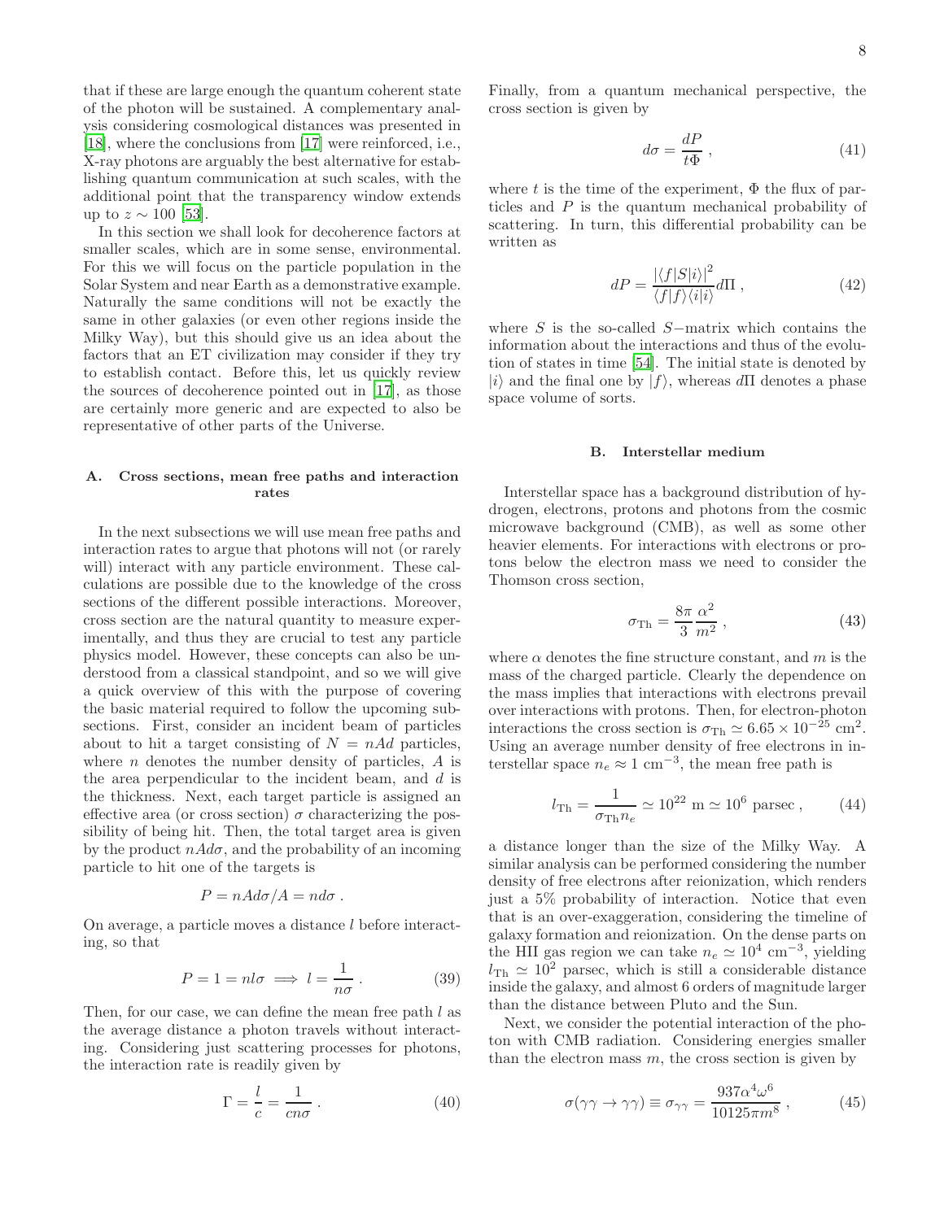that if these are large enough the quantum coherent state of the photon will be sustained. A complementary analysis considering cosmological distances was presented in [18], where the conclusions from [17] were reinforced, i.e., X-ray photons are arguably the best alternative for establishing quantum communication at such scales, with the additional point that the transparency window extends up to $z \sim 100$ [53].

In this section we shall look for decoherence factors at smaller scales, which are in some sense, environmental. For this we will focus on the particle population in the Solar System and near Earth as a demonstrative example. Naturally the same conditions will not be exactly the same in other galaxies (or even other regions inside the Milky Way), but this should give us an idea about the factors that an ET civilization may consider if they try to establish contact. Before this, let us quickly review the sources of decoherence pointed out in [17], as those are certainly more generic and are expected to also be representative of other parts of the Universe.

### A. Cross sections, mean free paths and interaction rates

In the next subsections we will use mean free paths and interaction rates to argue that photons will not (or rarely will) interact with any particle environment. These calculations are possible due to the knowledge of the cross sections of the different possible interactions. Moreover, cross section are the natural quantity to measure experimentally, and thus they are crucial to test any particle physics model. However, these concepts can also be understood from a classical standpoint, and so we will give a quick overview of this with the purpose of covering the basic material required to follow the upcoming subsections. First, consider an incident beam of particles about to hit a target consisting of $N = nAd$ particles, where $n$ denotes the number density of particles, $A$ is the area perpendicular to the incident beam, and $d$ is the thickness. Next, each target particle is assigned an effective area (or cross section) $\sigma$ characterizing the possibility of being hit. Then, the total target area is given by the product $nAd\sigma$, and the probability of an incoming particle to hit one of the targets is

$$P = nAd\sigma/A = nd\sigma \, .$$

On average, a particle moves a distance $l$ before interacting, so that

$$P = 1 = nl\sigma \implies l = \frac{1}{n\sigma} \, . \tag{39}$$

Then, for our case, we can define the mean free path $l$ as the average distance a photon travels without interacting. Considering just scattering processes for photons, the interaction rate is readily given by

$$\Gamma = \frac{l}{c} = \frac{1}{cn\sigma} \, . \tag{40}$$

Finally, from a quantum mechanical perspective, the cross section is given by

$$d\sigma = \frac{dP}{t\Phi} \, , \tag{41}$$

where $t$ is the time of the experiment, $\Phi$ the flux of particles and $P$ is the quantum mechanical probability of scattering. In turn, this differential probability can be written as

$$dP = \frac{|\langle f|S|i\rangle|^2}{\langle f|f\rangle\langle i|i\rangle} d\Pi \, , \tag{42}$$

where $S$ is the so-called $S-$matrix which contains the information about the interactions and thus of the evolution of states in time [54]. The initial state is denoted by $|i\rangle$ and the final one by $|f\rangle$, whereas $d\Pi$ denotes a phase space volume of sorts.

### B. Interstellar medium

Interstellar space has a background distribution of hydrogen, electrons, protons and photons from the cosmic microwave background (CMB), as well as some other heavier elements. For interactions with electrons or protons below the electron mass we need to consider the Thomson cross section,

$$\sigma_{\rm Th} = \frac{8\pi}{3}\frac{\alpha^2}{m^2} \, , \tag{43}$$

where $\alpha$ denotes the fine structure constant, and $m$ is the mass of the charged particle. Clearly the dependence on the mass implies that interactions with electrons prevail over interactions with protons. Then, for electron-photon interactions the cross section is $\sigma_{\rm Th} \simeq 6.65 \times 10^{-25}$ cm$^2$. Using an average number density of free electrons in interstellar space $n_e \approx 1$ cm$^{-3}$, the mean free path is

$$l_{\rm Th} = \frac{1}{\sigma_{\rm Th} n_e} \simeq 10^{22} \text{ m} \simeq 10^6 \text{ parsec} \, , \tag{44}$$

a distance longer than the size of the Milky Way. A similar analysis can be performed considering the number density of free electrons after reionization, which renders just a 5% probability of interaction. Notice that even that is an over-exaggeration, considering the timeline of galaxy formation and reionization. On the dense parts on the HII gas region we can take $n_e \simeq 10^4$ cm$^{-3}$, yielding $l_{\rm Th} \simeq 10^2$ parsec, which is still a considerable distance inside the galaxy, and almost 6 orders of magnitude larger than the distance between Pluto and the Sun.

Next, we consider the potential interaction of the photon with CMB radiation. Considering energies smaller than the electron mass $m$, the cross section is given by

$$\sigma(\gamma\gamma \to \gamma\gamma) \equiv \sigma_{\gamma\gamma} = \frac{937\alpha^4\omega^6}{10125\pi m^8} \, , \tag{45}$$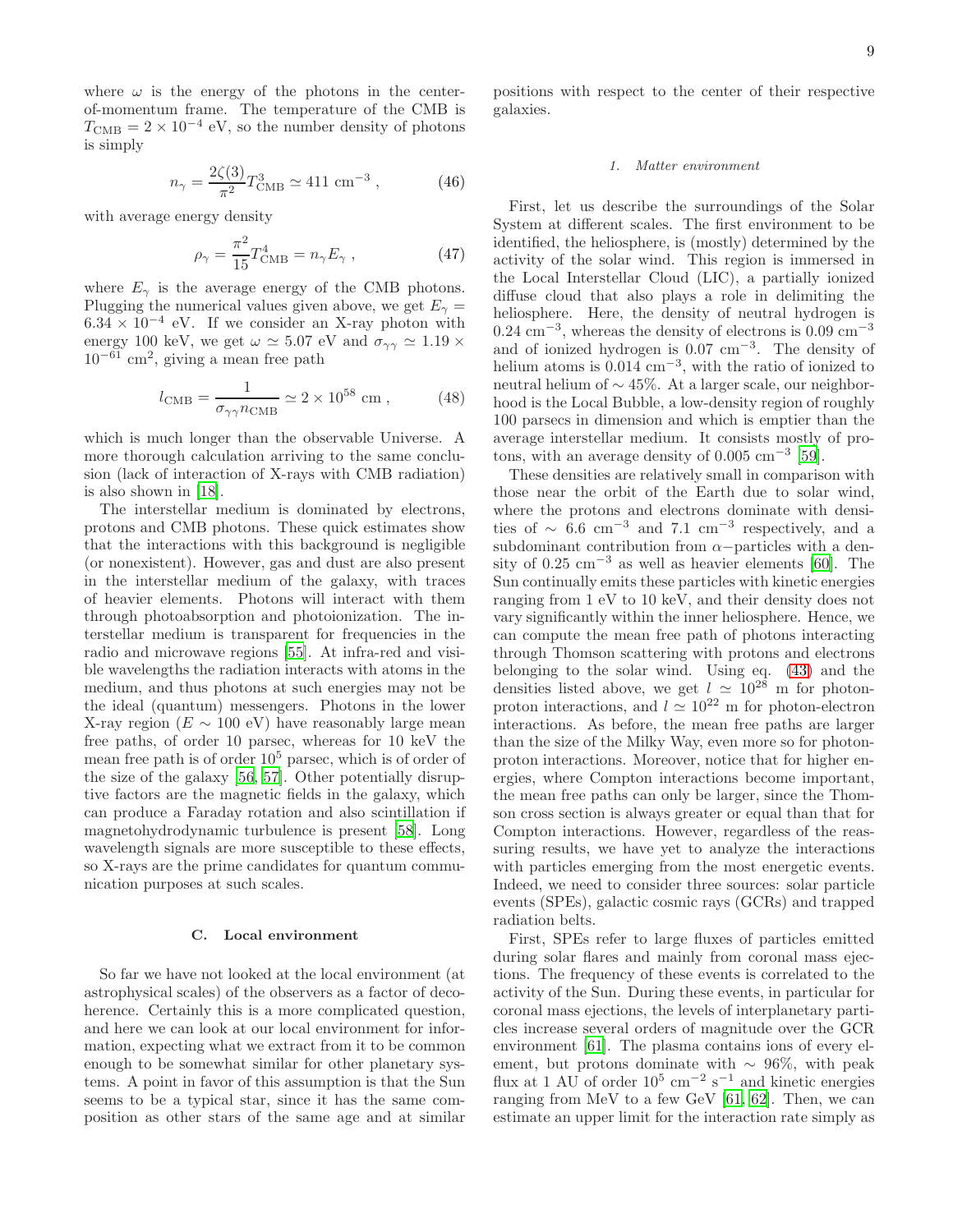where $\omega$ is the energy of the photons in the center-of-momentum frame. The temperature of the CMB is $T_{\rm CMB} = 2 \times 10^{-4}$ eV, so the number density of photons is simply

$$n_\gamma = \frac{2\zeta(3)}{\pi^2} T_{\rm CMB}^3 \simeq 411 \text{ cm}^{-3} , \tag{46}$$

with average energy density

$$\rho_\gamma = \frac{\pi^2}{15} T_{\rm CMB}^4 = n_\gamma E_\gamma , \tag{47}$$

where $E_\gamma$ is the average energy of the CMB photons. Plugging the numerical values given above, we get $E_\gamma = 6.34 \times 10^{-4}$ eV. If we consider an X-ray photon with energy 100 keV, we get $\omega \simeq 5.07$ eV and $\sigma_{\gamma\gamma} \simeq 1.19 \times 10^{-61}$ cm$^2$, giving a mean free path

$$l_{\rm CMB} = \frac{1}{\sigma_{\gamma\gamma} n_{\rm CMB}} \simeq 2 \times 10^{58} \text{ cm} , \tag{48}$$

which is much longer than the observable Universe. A more thorough calculation arriving to the same conclusion (lack of interaction of X-rays with CMB radiation) is also shown in [18].

The interstellar medium is dominated by electrons, protons and CMB photons. These quick estimates show that the interactions with this background is negligible (or nonexistent). However, gas and dust are also present in the interstellar medium of the galaxy, with traces of heavier elements. Photons will interact with them through photoabsorption and photoionization. The interstellar medium is transparent for frequencies in the radio and microwave regions [55]. At infra-red and visible wavelengths the radiation interacts with atoms in the medium, and thus photons at such energies may not be the ideal (quantum) messengers. Photons in the lower X-ray region ($E \sim 100$ eV) have reasonably large mean free paths, of order 10 parsec, whereas for 10 keV the mean free path is of order $10^5$ parsec, which is of order of the size of the galaxy [56, 57]. Other potentially disruptive factors are the magnetic fields in the galaxy, which can produce a Faraday rotation and also scintillation if magnetohydrodynamic turbulence is present [58]. Long wavelength signals are more susceptible to these effects, so X-rays are the prime candidates for quantum communication purposes at such scales.

## C. Local environment

So far we have not looked at the local environment (at astrophysical scales) of the observers as a factor of decoherence. Certainly this is a more complicated question, and here we can look at our local environment for information, expecting what we extract from it to be common enough to be somewhat similar for other planetary systems. A point in favor of this assumption is that the Sun seems to be a typical star, since it has the same composition as other stars of the same age and at similar positions with respect to the center of their respective galaxies.

### 1. Matter environment

First, let us describe the surroundings of the Solar System at different scales. The first environment to be identified, the heliosphere, is (mostly) determined by the activity of the solar wind. This region is immersed in the Local Interstellar Cloud (LIC), a partially ionized diffuse cloud that also plays a role in delimiting the heliosphere. Here, the density of neutral hydrogen is 0.24 cm$^{-3}$, whereas the density of electrons is 0.09 cm$^{-3}$ and of ionized hydrogen is 0.07 cm$^{-3}$. The density of helium atoms is 0.014 cm$^{-3}$, with the ratio of ionized to neutral helium of $\sim 45\%$. At a larger scale, our neighborhood is the Local Bubble, a low-density region of roughly 100 parsecs in dimension and which is emptier than the average interstellar medium. It consists mostly of protons, with an average density of 0.005 cm$^{-3}$ [59].

These densities are relatively small in comparison with those near the orbit of the Earth due to solar wind, where the protons and electrons dominate with densities of $\sim$ 6.6 cm$^{-3}$ and 7.1 cm$^{-3}$ respectively, and a subdominant contribution from $\alpha-$particles with a density of 0.25 cm$^{-3}$ as well as heavier elements [60]. The Sun continually emits these particles with kinetic energies ranging from 1 eV to 10 keV, and their density does not vary significantly within the inner heliosphere. Hence, we can compute the mean free path of photons interacting through Thomson scattering with protons and electrons belonging to the solar wind. Using eq. (43) and the densities listed above, we get $l \simeq 10^{28}$ m for photon-proton interactions, and $l \simeq 10^{22}$ m for photon-electron interactions. As before, the mean free paths are larger than the size of the Milky Way, even more so for photon-proton interactions. Moreover, notice that for higher energies, where Compton interactions become important, the mean free paths can only be larger, since the Thomson cross section is always greater or equal than that for Compton interactions. However, regardless of the reassuring results, we have yet to analyze the interactions with particles emerging from the most energetic events. Indeed, we need to consider three sources: solar particle events (SPEs), galactic cosmic rays (GCRs) and trapped radiation belts.

First, SPEs refer to large fluxes of particles emitted during solar flares and mainly from coronal mass ejections. The frequency of these events is correlated to the activity of the Sun. During these events, in particular for coronal mass ejections, the levels of interplanetary particles increase several orders of magnitude over the GCR environment [61]. The plasma contains ions of every element, but protons dominate with $\sim$ 96%, with peak flux at 1 AU of order $10^5$ cm$^{-2}$ s$^{-1}$ and kinetic energies ranging from MeV to a few GeV [61, 62]. Then, we can estimate an upper limit for the interaction rate simply as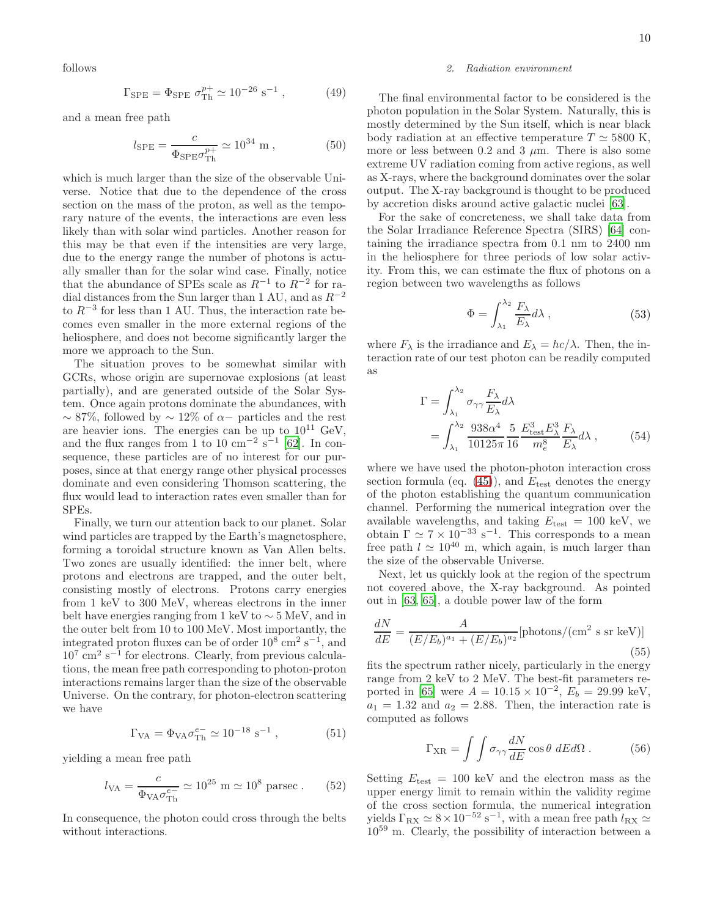follows

$$\Gamma_{\rm SPE} = \Phi_{\rm SPE}\ \sigma_{\rm Th}^{p+} \simeq 10^{-26}\ {\rm s}^{-1}\ , \tag{49}$$

and a mean free path

$$l_{\rm SPE} = \frac{c}{\Phi_{\rm SPE}\sigma_{\rm Th}^{p+}} \simeq 10^{34}\ {\rm m}\ , \tag{50}$$

which is much larger than the size of the observable Universe. Notice that due to the dependence of the cross section on the mass of the proton, as well as the temporary nature of the events, the interactions are even less likely than with solar wind particles. Another reason for this may be that even if the intensities are very large, due to the energy range the number of photons is actually smaller than for the solar wind case. Finally, notice that the abundance of SPEs scale as $R^{-1}$ to $R^{-2}$ for radial distances from the Sun larger than 1 AU, and as $R^{-2}$ to $R^{-3}$ for less than 1 AU. Thus, the interaction rate becomes even smaller in the more external regions of the heliosphere, and does not become significantly larger the more we approach to the Sun.

The situation proves to be somewhat similar with GCRs, whose origin are supernovae explosions (at least partially), and are generated outside of the Solar System. Once again protons dominate the abundances, with $\sim 87\%$, followed by $\sim 12\%$ of $\alpha-$ particles and the rest are heavier ions. The energies can be up to $10^{11}$ GeV, and the flux ranges from 1 to 10 cm$^{-2}$ s$^{-1}$ [62]. In consequence, these particles are of no interest for our purposes, since at that energy range other physical processes dominate and even considering Thomson scattering, the flux would lead to interaction rates even smaller than for SPEs.

Finally, we turn our attention back to our planet. Solar wind particles are trapped by the Earth's magnetosphere, forming a toroidal structure known as Van Allen belts. Two zones are usually identified: the inner belt, where protons and electrons are trapped, and the outer belt, consisting mostly of electrons. Protons carry energies from 1 keV to 300 MeV, whereas electrons in the inner belt have energies ranging from 1 keV to $\sim 5$ MeV, and in the outer belt from 10 to 100 MeV. Most importantly, the integrated proton fluxes can be of order $10^8$ cm$^2$ s$^{-1}$, and $10^7$ cm$^2$ s$^{-1}$ for electrons. Clearly, from previous calculations, the mean free path corresponding to photon-proton interactions remains larger than the size of the observable Universe. On the contrary, for photon-electron scattering we have

$$\Gamma_{\rm VA} = \Phi_{\rm VA}\sigma_{\rm Th}^{e-} \simeq 10^{-18}\ {\rm s}^{-1}\ , \tag{51}$$

yielding a mean free path

$$l_{\rm VA} = \frac{c}{\Phi_{\rm VA}\sigma_{\rm Th}^{e-}} \simeq 10^{25}\ {\rm m} \simeq 10^{8}\ {\rm parsec}\ . \tag{52}$$

In consequence, the photon could cross through the belts without interactions.

*2. Radiation environment*

The final environmental factor to be considered is the photon population in the Solar System. Naturally, this is mostly determined by the Sun itself, which is near black body radiation at an effective temperature $T \simeq 5800$ K, more or less between 0.2 and 3 $\mu$m. There is also some extreme UV radiation coming from active regions, as well as X-rays, where the background dominates over the solar output. The X-ray background is thought to be produced by accretion disks around active galactic nuclei [63].

For the sake of concreteness, we shall take data from the Solar Irradiance Reference Spectra (SIRS) [64] containing the irradiance spectra from 0.1 nm to 2400 nm in the heliosphere for three periods of low solar activity. From this, we can estimate the flux of photons on a region between two wavelengths as follows

$$\Phi = \int_{\lambda_1}^{\lambda_2} \frac{F_\lambda}{E_\lambda} d\lambda\ , \tag{53}$$

where $F_\lambda$ is the irradiance and $E_\lambda = hc/\lambda$. Then, the interaction rate of our test photon can be readily computed as

$$\begin{aligned}\Gamma &= \int_{\lambda_1}^{\lambda_2} \sigma_{\gamma\gamma}\frac{F_\lambda}{E_\lambda} d\lambda \\ &= \int_{\lambda_1}^{\lambda_2} \frac{938\alpha^4}{10125\pi}\frac{5}{16}\frac{E_{\rm test}^3 E_\lambda^3}{m_e^8}\frac{F_\lambda}{E_\lambda} d\lambda\ ,\end{aligned} \tag{54}$$

where we have used the photon-photon interaction cross section formula (eq. (45)), and $E_{\rm test}$ denotes the energy of the photon establishing the quantum communication channel. Performing the numerical integration over the available wavelengths, and taking $E_{\rm test} = 100$ keV, we obtain $\Gamma \simeq 7 \times 10^{-33}$ s$^{-1}$. This corresponds to a mean free path $l \simeq 10^{40}$ m, which again, is much larger than the size of the observable Universe.

Next, let us quickly look at the region of the spectrum not covered above, the X-ray background. As pointed out in [63, 65], a double power law of the form

$$\frac{dN}{dE} = \frac{A}{(E/E_b)^{a_1} + (E/E_b)^{a_2}} [\text{photons}/(\text{cm}^2\ \text{s sr keV})] \tag{55}$$

fits the spectrum rather nicely, particularly in the energy range from 2 keV to 2 MeV. The best-fit parameters reported in [65] were $A = 10.15 \times 10^{-2}$, $E_b = 29.99$ keV, $a_1 = 1.32$ and $a_2 = 2.88$. Then, the interaction rate is computed as follows

$$\Gamma_{\rm XR} = \int\int \sigma_{\gamma\gamma}\frac{dN}{dE}\cos\theta\ dEd\Omega\ . \tag{56}$$

Setting $E_{\rm test} = 100$ keV and the electron mass as the upper energy limit to remain within the validity regime of the cross section formula, the numerical integration yields $\Gamma_{\rm RX} \simeq 8 \times 10^{-52}$ s$^{-1}$, with a mean free path $l_{\rm RX} \simeq 10^{59}$ m. Clearly, the possibility of interaction between a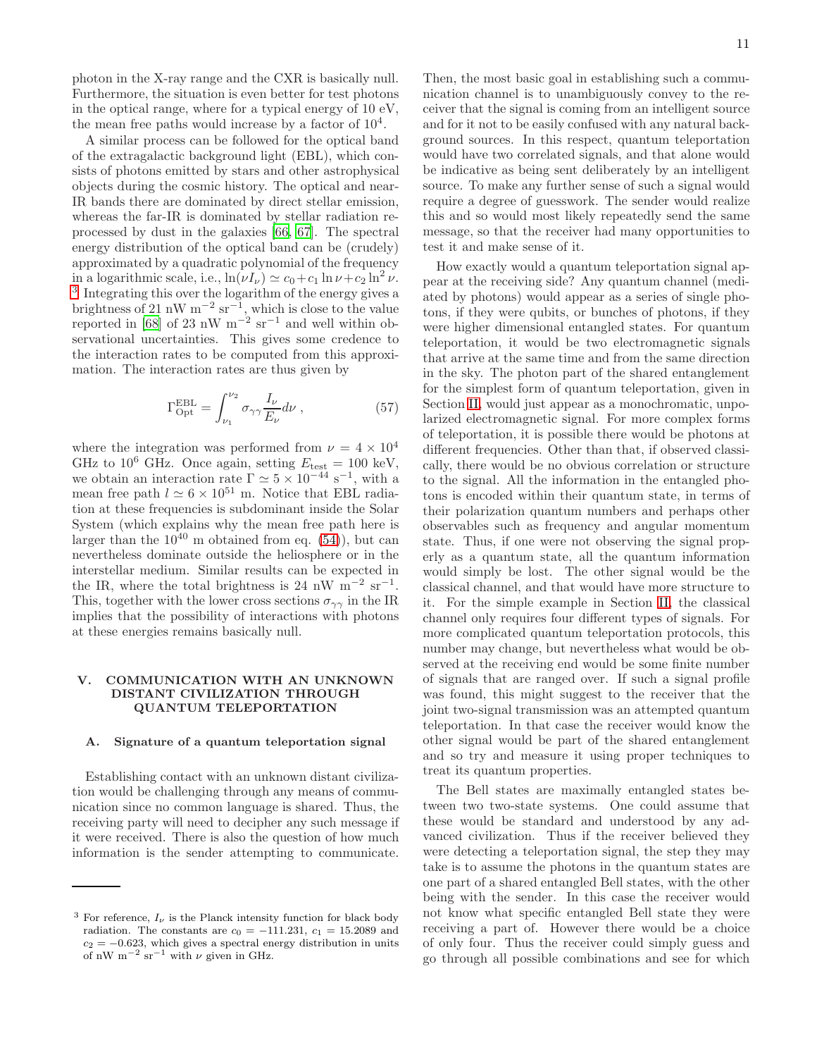photon in the X-ray range and the CXR is basically null. Furthermore, the situation is even better for test photons in the optical range, where for a typical energy of 10 eV, the mean free paths would increase by a factor of $10^4$.

A similar process can be followed for the optical band of the extragalactic background light (EBL), which consists of photons emitted by stars and other astrophysical objects during the cosmic history. The optical and near-IR bands there are dominated by direct stellar emission, whereas the far-IR is dominated by stellar radiation reprocessed by dust in the galaxies [66, 67]. The spectral energy distribution of the optical band can be (crudely) approximated by a quadratic polynomial of the frequency in a logarithmic scale, i.e., $\ln(\nu I_\nu) \simeq c_0 + c_1 \ln \nu + c_2 \ln^2 \nu$. [3] Integrating this over the logarithm of the energy gives a brightness of 21 nW m$^{-2}$ sr$^{-1}$, which is close to the value reported in [68] of 23 nW m$^{-2}$ sr$^{-1}$ and well within observational uncertainties. This gives some credence to the interaction rates to be computed from this approximation. The interaction rates are thus given by

$$\Gamma^{\rm EBL}_{\rm Opt} = \int_{\nu_1}^{\nu_2} \sigma_{\gamma\gamma} \frac{I_\nu}{E_\nu} d\nu \,, \tag{57}$$

where the integration was performed from $\nu = 4 \times 10^4$ GHz to $10^6$ GHz. Once again, setting $E_{\rm test} = 100$ keV, we obtain an interaction rate $\Gamma \simeq 5 \times 10^{-44}$ s$^{-1}$, with a mean free path $l \simeq 6 \times 10^{51}$ m. Notice that EBL radiation at these frequencies is subdominant inside the Solar System (which explains why the mean free path here is larger than the $10^{40}$ m obtained from eq. (54)), but can nevertheless dominate outside the heliosphere or in the interstellar medium. Similar results can be expected in the IR, where the total brightness is 24 nW m$^{-2}$ sr$^{-1}$. This, together with the lower cross sections $\sigma_{\gamma\gamma}$ in the IR implies that the possibility of interactions with photons at these energies remains basically null.

## V. COMMUNICATION WITH AN UNKNOWN DISTANT CIVILIZATION THROUGH QUANTUM TELEPORTATION

### A. Signature of a quantum teleportation signal

Establishing contact with an unknown distant civilization would be challenging through any means of communication since no common language is shared. Thus, the receiving party will need to decipher any such message if it were received. There is also the question of how much information is the sender attempting to communicate. Then, the most basic goal in establishing such a communication channel is to unambiguously convey to the receiver that the signal is coming from an intelligent source and for it not to be easily confused with any natural background sources. In this respect, quantum teleportation would have two correlated signals, and that alone would be indicative as being sent deliberately by an intelligent source. To make any further sense of such a signal would require a degree of guesswork. The sender would realize this and so would most likely repeatedly send the same message, so that the receiver had many opportunities to test it and make sense of it.

How exactly would a quantum teleportation signal appear at the receiving side? Any quantum channel (mediated by photons) would appear as a series of single photons, if they were qubits, or bunches of photons, if they were higher dimensional entangled states. For quantum teleportation, it would be two electromagnetic signals that arrive at the same time and from the same direction in the sky. The photon part of the shared entanglement for the simplest form of quantum teleportation, given in Section II, would just appear as a monochromatic, unpolarized electromagnetic signal. For more complex forms of teleportation, it is possible there would be photons at different frequencies. Other than that, if observed classically, there would be no obvious correlation or structure to the signal. All the information in the entangled photons is encoded within their quantum state, in terms of their polarization quantum numbers and perhaps other observables such as frequency and angular momentum state. Thus, if one were not observing the signal properly as a quantum state, all the quantum information would simply be lost. The other signal would be the classical channel, and that would have more structure to it. For the simple example in Section II, the classical channel only requires four different types of signals. For more complicated quantum teleportation protocols, this number may change, but nevertheless what would be observed at the receiving end would be some finite number of signals that are ranged over. If such a signal profile was found, this might suggest to the receiver that the joint two-signal transmission was an attempted quantum teleportation. In that case the receiver would know the other signal would be part of the shared entanglement and so try and measure it using proper techniques to treat its quantum properties.

The Bell states are maximally entangled states between two two-state systems. One could assume that these would be standard and understood by any advanced civilization. Thus if the receiver believed they were detecting a teleportation signal, the step they may take is to assume the photons in the quantum states are one part of a shared entangled Bell states, with the other being with the sender. In this case the receiver would not know what specific entangled Bell state they were receiving a part of. However there would be a choice of only four. Thus the receiver could simply guess and go through all possible combinations and see for which

---

[3] For reference, $I_\nu$ is the Planck intensity function for black body radiation. The constants are $c_0 = -111.231$, $c_1 = 15.2089$ and $c_2 = -0.623$, which gives a spectral energy distribution in units of nW m$^{-2}$ sr$^{-1}$ with $\nu$ given in GHz.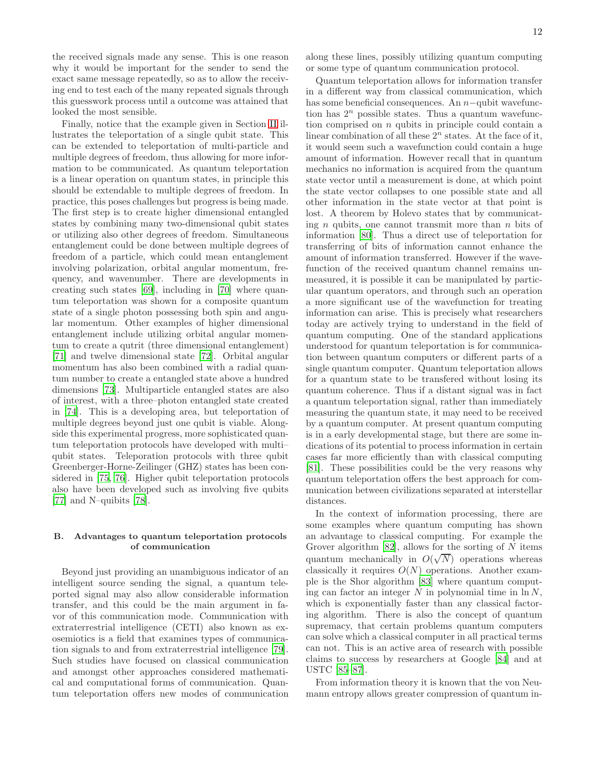the received signals made any sense. This is one reason why it would be important for the sender to send the exact same message repeatedly, so as to allow the receiving end to test each of the many repeated signals through this guesswork process until a outcome was attained that looked the most sensible.

Finally, notice that the example given in Section II illustrates the teleportation of a single qubit state. This can be extended to teleportation of multi-particle and multiple degrees of freedom, thus allowing for more information to be communicated. As quantum teleportation is a linear operation on quantum states, in principle this should be extendable to multiple degrees of freedom. In practice, this poses challenges but progress is being made. The first step is to create higher dimensional entangled states by combining many two-dimensional qubit states or utilizing also other degrees of freedom. Simultaneous entanglement could be done between multiple degrees of freedom of a particle, which could mean entanglement involving polarization, orbital angular momentum, frequency, and wavenumber. There are developments in creating such states [69], including in [70] where quantum teleportation was shown for a composite quantum state of a single photon possessing both spin and angular momentum. Other examples of higher dimensional entanglement include utilizing orbital angular momentum to create a qutrit (three dimensional entanglement) [71] and twelve dimensional state [72]. Orbital angular momentum has also been combined with a radial quantum number to create a entangled state above a hundred dimensions [73]. Multiparticle entangled states are also of interest, with a three–photon entangled state created in [74]. This is a developing area, but teleportation of multiple degrees beyond just one qubit is viable. Alongside this experimental progress, more sophisticated quantum teleportation protocols have developed with multi–qubit states. Teleporation protocols with three qubit Greenberger-Horne-Zeilinger (GHZ) states has been considered in [75, 76]. Higher qubit teleportation protocols also have been developed such as involving five qubits [77] and N–quibits [78].

### B. Advantages to quantum teleportation protocols of communication

Beyond just providing an unambiguous indicator of an intelligent source sending the signal, a quantum teleported signal may also allow considerable information transfer, and this could be the main argument in favor of this communication mode. Communication with extraterrestrial intelligence (CETI) also known as exosemiotics is a field that examines types of communication signals to and from extraterrestrial intelligence [79]. Such studies have focused on classical communication and amongst other approaches considered mathematical and computational forms of communication. Quantum teleportation offers new modes of communication along these lines, possibly utilizing quantum computing or some type of quantum communication protocol.

Quantum teleportation allows for information transfer in a different way from classical communication, which has some beneficial consequences. An $n-$qubit wavefunction has $2^n$ possible states. Thus a quantum wavefunction comprised on $n$ qubits in principle could contain a linear combination of all these $2^n$ states. At the face of it, it would seem such a wavefunction could contain a huge amount of information. However recall that in quantum mechanics no information is acquired from the quantum state vector until a measurement is done, at which point the state vector collapses to one possible state and all other information in the state vector at that point is lost. A theorem by Holevo states that by communicating $n$ qubits, one cannot transmit more than $n$ bits of information [80]. Thus a direct use of teleportation for transferring of bits of information cannot enhance the amount of information transferred. However if the wavefunction of the received quantum channel remains unmeasured, it is possible it can be manipulated by particular quantum operators, and through such an operation a more significant use of the wavefunction for treating information can arise. This is precisely what researchers today are actively trying to understand in the field of quantum computing. One of the standard applications understood for quantum teleportation is for communication between quantum computers or different parts of a single quantum computer. Quantum teleportation allows for a quantum state to be transfered without losing its quantum coherence. Thus if a distant signal was in fact a quantum teleportation signal, rather than immediately measuring the quantum state, it may need to be received by a quantum computer. At present quantum computing is in a early developmental stage, but there are some indications of its potential to process information in certain cases far more efficiently than with classical computing [81]. These possibilities could be the very reasons why quantum teleportation offers the best approach for communication between civilizations separated at interstellar distances.

In the context of information processing, there are some examples where quantum computing has shown an advantage to classical computing. For example the Grover algorithm [82], allows for the sorting of $N$ items quantum mechanically in $O(\sqrt{N})$ operations whereas classically it requires $O(N)$ operations. Another example is the Shor algorithm [83] where quantum computing can factor an integer $N$ in polynomial time in $\ln N$, which is exponentially faster than any classical factoring algorithm. There is also the concept of quantum supremacy, that certain problems quantum computers can solve which a classical computer in all practical terms can not. This is an active area of research with possible claims to success by researchers at Google [84] and at USTC [85–87].

From information theory it is known that the von Neumann entropy allows greater compression of quantum in-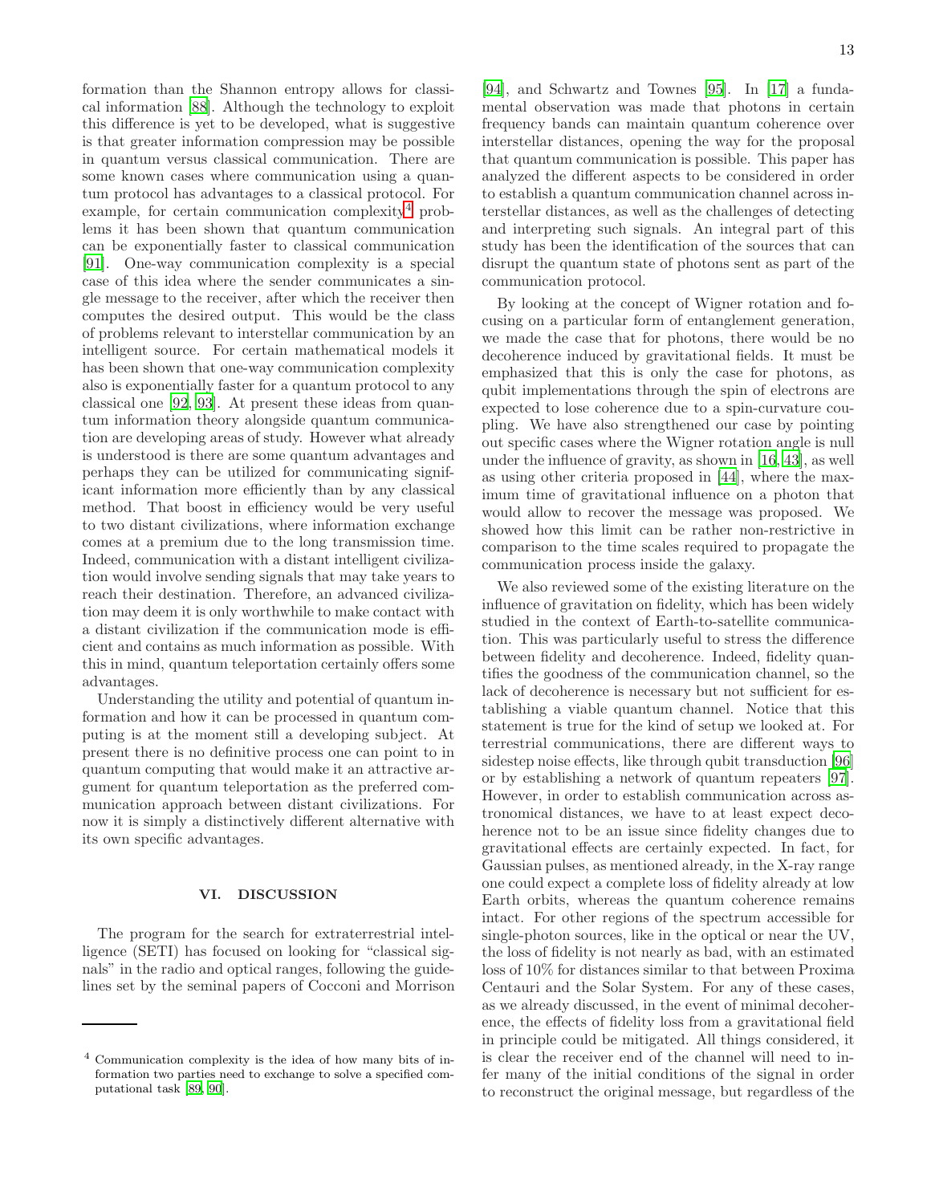formation than the Shannon entropy allows for classical information [88]. Although the technology to exploit this difference is yet to be developed, what is suggestive is that greater information compression may be possible in quantum versus classical communication. There are some known cases where communication using a quantum protocol has advantages to a classical protocol. For example, for certain communication complexity[4] problems it has been shown that quantum communication can be exponentially faster to classical communication [91]. One-way communication complexity is a special case of this idea where the sender communicates a single message to the receiver, after which the receiver then computes the desired output. This would be the class of problems relevant to interstellar communication by an intelligent source. For certain mathematical models it has been shown that one-way communication complexity also is exponentially faster for a quantum protocol to any classical one [92, 93]. At present these ideas from quantum information theory alongside quantum communication are developing areas of study. However what already is understood is there are some quantum advantages and perhaps they can be utilized for communicating significant information more efficiently than by any classical method. That boost in efficiency would be very useful to two distant civilizations, where information exchange comes at a premium due to the long transmission time. Indeed, communication with a distant intelligent civilization would involve sending signals that may take years to reach their destination. Therefore, an advanced civilization may deem it is only worthwhile to make contact with a distant civilization if the communication mode is efficient and contains as much information as possible. With this in mind, quantum teleportation certainly offers some advantages.

Understanding the utility and potential of quantum information and how it can be processed in quantum computing is at the moment still a developing subject. At present there is no definitive process one can point to in quantum computing that would make it an attractive argument for quantum teleportation as the preferred communication approach between distant civilizations. For now it is simply a distinctively different alternative with its own specific advantages.

## VI. DISCUSSION

The program for the search for extraterrestrial intelligence (SETI) has focused on looking for "classical signals" in the radio and optical ranges, following the guidelines set by the seminal papers of Cocconi and Morrison [94], and Schwartz and Townes [95]. In [17] a fundamental observation was made that photons in certain frequency bands can maintain quantum coherence over interstellar distances, opening the way for the proposal that quantum communication is possible. This paper has analyzed the different aspects to be considered in order to establish a quantum communication channel across interstellar distances, as well as the challenges of detecting and interpreting such signals. An integral part of this study has been the identification of the sources that can disrupt the quantum state of photons sent as part of the communication protocol.

By looking at the concept of Wigner rotation and focusing on a particular form of entanglement generation, we made the case that for photons, there would be no decoherence induced by gravitational fields. It must be emphasized that this is only the case for photons, as qubit implementations through the spin of electrons are expected to lose coherence due to a spin-curvature coupling. We have also strengthened our case by pointing out specific cases where the Wigner rotation angle is null under the influence of gravity, as shown in [16, 43], as well as using other criteria proposed in [44], where the maximum time of gravitational influence on a photon that would allow to recover the message was proposed. We showed how this limit can be rather non-restrictive in comparison to the time scales required to propagate the communication process inside the galaxy.

We also reviewed some of the existing literature on the influence of gravitation on fidelity, which has been widely studied in the context of Earth-to-satellite communication. This was particularly useful to stress the difference between fidelity and decoherence. Indeed, fidelity quantifies the goodness of the communication channel, so the lack of decoherence is necessary but not sufficient for establishing a viable quantum channel. Notice that this statement is true for the kind of setup we looked at. For terrestrial communications, there are different ways to sidestep noise effects, like through qubit transduction [96] or by establishing a network of quantum repeaters [97]. However, in order to establish communication across astronomical distances, we have to at least expect decoherence not to be an issue since fidelity changes due to gravitational effects are certainly expected. In fact, for Gaussian pulses, as mentioned already, in the X-ray range one could expect a complete loss of fidelity already at low Earth orbits, whereas the quantum coherence remains intact. For other regions of the spectrum accessible for single-photon sources, like in the optical or near the UV, the loss of fidelity is not nearly as bad, with an estimated loss of 10% for distances similar to that between Proxima Centauri and the Solar System. For any of these cases, as we already discussed, in the event of minimal decoherence, the effects of fidelity loss from a gravitational field in principle could be mitigated. All things considered, it is clear the receiver end of the channel will need to infer many of the initial conditions of the signal in order to reconstruct the original message, but regardless of the

[4] Communication complexity is the idea of how many bits of information two parties need to exchange to solve a specified computational task [89, 90].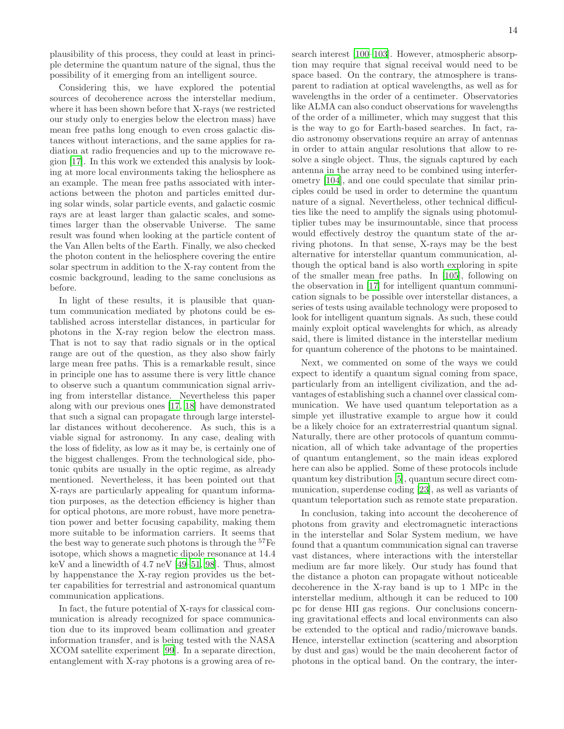plausibility of this process, they could at least in principle determine the quantum nature of the signal, thus the possibility of it emerging from an intelligent source.

Considering this, we have explored the potential sources of decoherence across the interstellar medium, where it has been shown before that X-rays (we restricted our study only to energies below the electron mass) have mean free paths long enough to even cross galactic distances without interactions, and the same applies for radiation at radio frequencies and up to the microwave region [17]. In this work we extended this analysis by looking at more local environments taking the heliosphere as an example. The mean free paths associated with interactions between the photon and particles emitted during solar winds, solar particle events, and galactic cosmic rays are at least larger than galactic scales, and sometimes larger than the observable Universe. The same result was found when looking at the particle content of the Van Allen belts of the Earth. Finally, we also checked the photon content in the heliosphere covering the entire solar spectrum in addition to the X-ray content from the cosmic background, leading to the same conclusions as before.

In light of these results, it is plausible that quantum communication mediated by photons could be established across interstellar distances, in particular for photons in the X-ray region below the electron mass. That is not to say that radio signals or in the optical range are out of the question, as they also show fairly large mean free paths. This is a remarkable result, since in principle one has to assume there is very little chance to observe such a quantum communication signal arriving from interstellar distance. Nevertheless this paper along with our previous ones [17, 18] have demonstrated that such a signal can propagate through large interstellar distances without decoherence. As such, this is a viable signal for astronomy. In any case, dealing with the loss of fidelity, as low as it may be, is certainly one of the biggest challenges. From the technological side, photonic qubits are usually in the optic regime, as already mentioned. Nevertheless, it has been pointed out that X-rays are particularly appealing for quantum information purposes, as the detection efficiency is higher than for optical photons, are more robust, have more penetration power and better focusing capability, making them more suitable to be information carriers. It seems that the best way to generate such photons is through the $^{57}$Fe isotope, which shows a magnetic dipole resonance at 14.4 keV and a linewidth of 4.7 neV [49–51, 98]. Thus, almost by happenstance the X-ray region provides us the better capabilities for terrestrial and astronomical quantum communication applications.

In fact, the future potential of X-rays for classical communication is already recognized for space communication due to its improved beam collimation and greater information transfer, and is being tested with the NASA XCOM satellite experiment [99]. In a separate direction, entanglement with X-ray photons is a growing area of research interest [100–103]. However, atmospheric absorption may require that signal receival would need to be space based. On the contrary, the atmosphere is transparent to radiation at optical wavelengths, as well as for wavelengths in the order of a centimeter. Observatories like ALMA can also conduct observations for wavelengths of the order of a millimeter, which may suggest that this is the way to go for Earth-based searches. In fact, radio astronomy observations require an array of antennas in order to attain angular resolutions that allow to resolve a single object. Thus, the signals captured by each antenna in the array need to be combined using interferometry [104], and one could speculate that similar principles could be used in order to determine the quantum nature of a signal. Nevertheless, other technical difficulties like the need to amplify the signals using photomultiplier tubes may be insurmountable, since that process would effectively destroy the quantum state of the arriving photons. In that sense, X-rays may be the best alternative for interstellar quantum communication, although the optical band is also worth exploring in spite of the smaller mean free paths. In [105], following on the observation in [17] for intelligent quantum communication signals to be possible over interstellar distances, a series of tests using available technology were proposed to look for intelligent quantum signals. As such, these could mainly exploit optical wavelenghts for which, as already said, there is limited distance in the interstellar medium for quantum coherence of the photons to be maintained.

Next, we commented on some of the ways we could expect to identify a quantum signal coming from space, particularly from an intelligent civilization, and the advantages of establishing such a channel over classical communication. We have used quantum teleportation as a simple yet illustrative example to argue how it could be a likely choice for an extraterrestrial quantum signal. Naturally, there are other protocols of quantum communication, all of which take advantage of the properties of quantum entanglement, so the main ideas explored here can also be applied. Some of these protocols include quantum key distribution [5], quantum secure direct communication, superdense coding [23], as well as variants of quantum teleportation such as remote state preparation.

In conclusion, taking into account the decoherence of photons from gravity and electromagnetic interactions in the interstellar and Solar System medium, we have found that a quantum communication signal can traverse vast distances, where interactions with the interstellar medium are far more likely. Our study has found that the distance a photon can propagate without noticeable decoherence in the X-ray band is up to 1 MPc in the interstellar medium, although it can be reduced to 100 pc for dense HII gas regions. Our conclusions concerning gravitational effects and local environments can also be extended to the optical and radio/microwave bands. Hence, interstellar extinction (scattering and absorption by dust and gas) would be the main decoherent factor of photons in the optical band. On the contrary, the inter-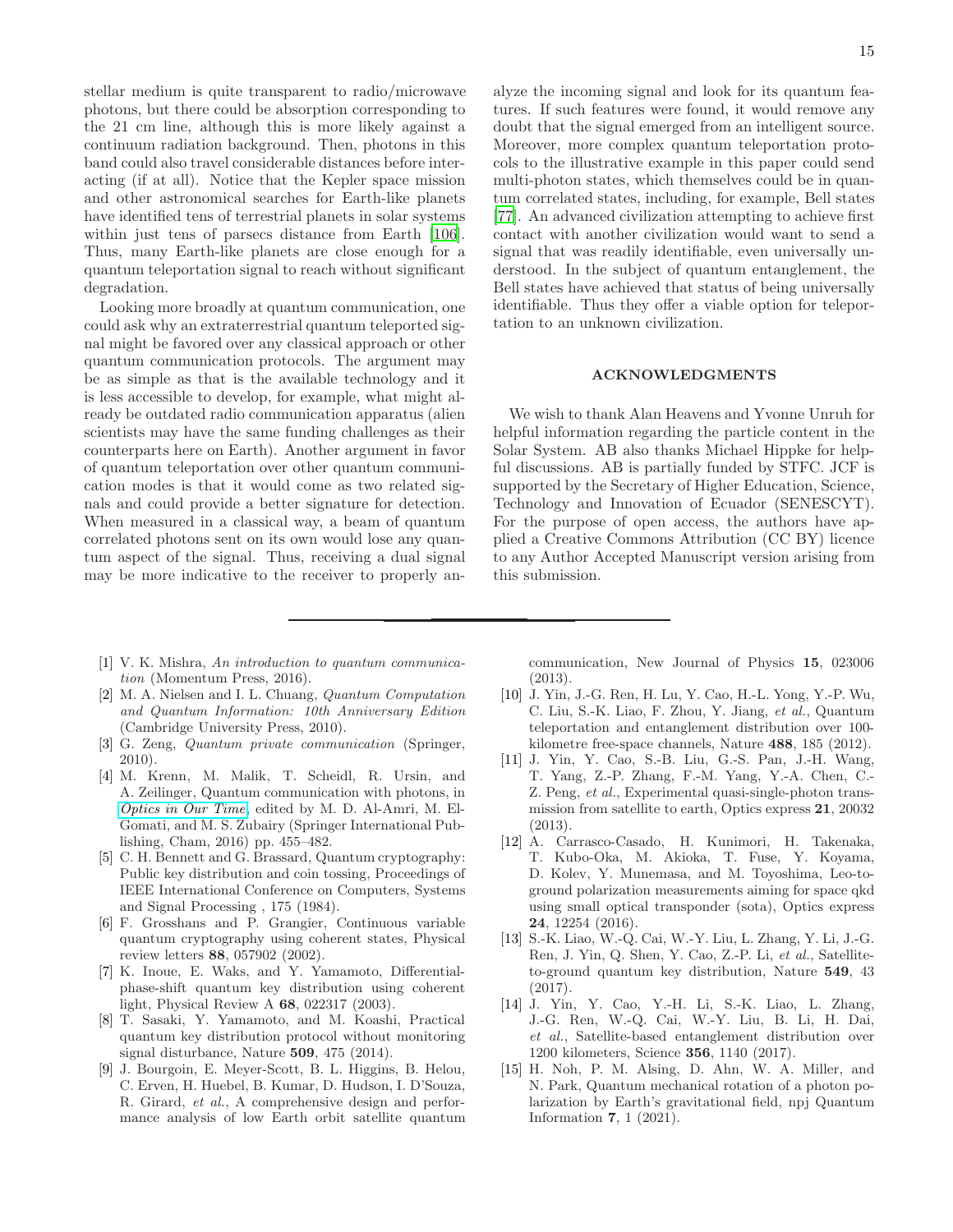stellar medium is quite transparent to radio/microwave photons, but there could be absorption corresponding to the 21 cm line, although this is more likely against a continuum radiation background. Then, photons in this band could also travel considerable distances before interacting (if at all). Notice that the Kepler space mission and other astronomical searches for Earth-like planets have identified tens of terrestrial planets in solar systems within just tens of parsecs distance from Earth [106]. Thus, many Earth-like planets are close enough for a quantum teleportation signal to reach without significant degradation.

Looking more broadly at quantum communication, one could ask why an extraterrestrial quantum teleported signal might be favored over any classical approach or other quantum communication protocols. The argument may be as simple as that is the available technology and it is less accessible to develop, for example, what might already be outdated radio communication apparatus (alien scientists may have the same funding challenges as their counterparts here on Earth). Another argument in favor of quantum teleportation over other quantum communication modes is that it would come as two related signals and could provide a better signature for detection. When measured in a classical way, a beam of quantum correlated photons sent on its own would lose any quantum aspect of the signal. Thus, receiving a dual signal may be more indicative to the receiver to properly analyze the incoming signal and look for its quantum features. If such features were found, it would remove any doubt that the signal emerged from an intelligent source. Moreover, more complex quantum teleportation protocols to the illustrative example in this paper could send multi-photon states, which themselves could be in quantum correlated states, including, for example, Bell states [77]. An advanced civilization attempting to achieve first contact with another civilization would want to send a signal that was readily identifiable, even universally understood. In the subject of quantum entanglement, the Bell states have achieved that status of being universally identifiable. Thus they offer a viable option for teleportation to an unknown civilization.

## ACKNOWLEDGMENTS

We wish to thank Alan Heavens and Yvonne Unruh for helpful information regarding the particle content in the Solar System. AB also thanks Michael Hippke for helpful discussions. AB is partially funded by STFC. JCF is supported by the Secretary of Higher Education, Science, Technology and Innovation of Ecuador (SENESCYT). For the purpose of open access, the authors have applied a Creative Commons Attribution (CC BY) licence to any Author Accepted Manuscript version arising from this submission.

---

[1] V. K. Mishra, *An introduction to quantum communication* (Momentum Press, 2016).

[2] M. A. Nielsen and I. L. Chuang, *Quantum Computation and Quantum Information: 10th Anniversary Edition* (Cambridge University Press, 2010).

[3] G. Zeng, *Quantum private communication* (Springer, 2010).

[4] M. Krenn, M. Malik, T. Scheidl, R. Ursin, and A. Zeilinger, Quantum communication with photons, in *Optics in Our Time*, edited by M. D. Al-Amri, M. El-Gomati, and M. S. Zubairy (Springer International Publishing, Cham, 2016) pp. 455–482.

[5] C. H. Bennett and G. Brassard, Quantum cryptography: Public key distribution and coin tossing, Proceedings of IEEE International Conference on Computers, Systems and Signal Processing , 175 (1984).

[6] F. Grosshans and P. Grangier, Continuous variable quantum cryptography using coherent states, Physical review letters **88**, 057902 (2002).

[7] K. Inoue, E. Waks, and Y. Yamamoto, Differential-phase-shift quantum key distribution using coherent light, Physical Review A **68**, 022317 (2003).

[8] T. Sasaki, Y. Yamamoto, and M. Koashi, Practical quantum key distribution protocol without monitoring signal disturbance, Nature **509**, 475 (2014).

[9] J. Bourgoin, E. Meyer-Scott, B. L. Higgins, B. Helou, C. Erven, H. Huebel, B. Kumar, D. Hudson, I. D'Souza, R. Girard, *et al.*, A comprehensive design and performance analysis of low Earth orbit satellite quantum communication, New Journal of Physics **15**, 023006 (2013).

[10] J. Yin, J.-G. Ren, H. Lu, Y. Cao, H.-L. Yong, Y.-P. Wu, C. Liu, S.-K. Liao, F. Zhou, Y. Jiang, *et al.*, Quantum teleportation and entanglement distribution over 100-kilometre free-space channels, Nature **488**, 185 (2012).

[11] J. Yin, Y. Cao, S.-B. Liu, G.-S. Pan, J.-H. Wang, T. Yang, Z.-P. Zhang, F.-M. Yang, Y.-A. Chen, C.-Z. Peng, *et al.*, Experimental quasi-single-photon transmission from satellite to earth, Optics express **21**, 20032 (2013).

[12] A. Carrasco-Casado, H. Kunimori, H. Takenaka, T. Kubo-Oka, M. Akioka, T. Fuse, Y. Koyama, D. Kolev, Y. Munemasa, and M. Toyoshima, Leo-to-ground polarization measurements aiming for space qkd using small optical transponder (sota), Optics express **24**, 12254 (2016).

[13] S.-K. Liao, W.-Q. Cai, W.-Y. Liu, L. Zhang, Y. Li, J.-G. Ren, J. Yin, Q. Shen, Y. Cao, Z.-P. Li, *et al.*, Satellite-to-ground quantum key distribution, Nature **549**, 43 (2017).

[14] J. Yin, Y. Cao, Y.-H. Li, S.-K. Liao, L. Zhang, J.-G. Ren, W.-Q. Cai, W.-Y. Liu, B. Li, H. Dai, *et al.*, Satellite-based entanglement distribution over 1200 kilometers, Science **356**, 1140 (2017).

[15] H. Noh, P. M. Alsing, D. Ahn, W. A. Miller, and N. Park, Quantum mechanical rotation of a photon polarization by Earth's gravitational field, npj Quantum Information **7**, 1 (2021).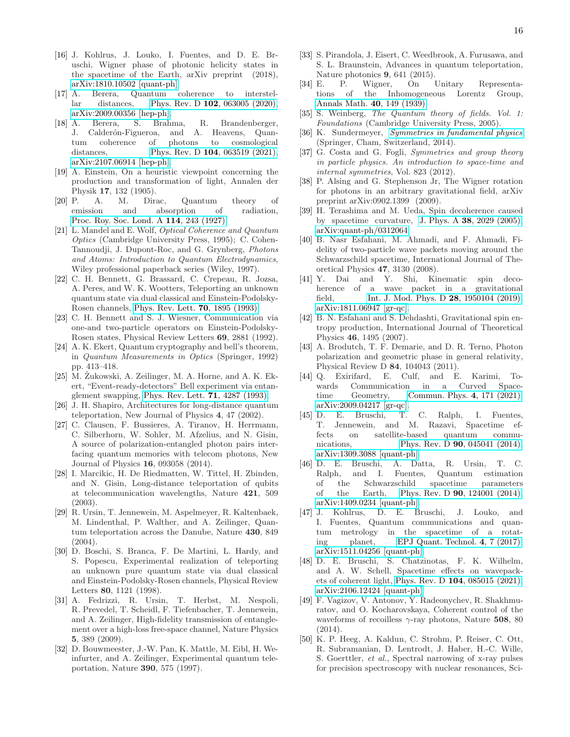[16] J. Kohlrus, J. Louko, I. Fuentes, and D. E. Bruschi, Wigner phase of photonic helicity states in the spacetime of the Earth, arXiv preprint (2018), arXiv:1810.10502 [quant-ph].

[17] A. Berera, Quantum coherence to interstellar distances, Phys. Rev. D **102**, 063005 (2020), arXiv:2009.00356 [hep-ph].

[18] A. Berera, S. Brahma, R. Brandenberger, J. Calderón-Figueroa, and A. Heavens, Quantum coherence of photons to cosmological distances, Phys. Rev. D **104**, 063519 (2021), arXiv:2107.06914 [hep-ph].

[19] A. Einstein, On a heuristic viewpoint concerning the production and transformation of light, Annalen der Physik **17**, 132 (1905).

[20] P. A. M. Dirac, Quantum theory of emission and absorption of radiation, Proc. Roy. Soc. Lond. A **114**, 243 (1927).

[21] L. Mandel and E. Wolf, *Optical Coherence and Quantum Optics* (Cambridge University Press, 1995); C. Cohen-Tannoudji, J. Dupont-Roc, and G. Grynberg, *Photons and Atoms: Introduction to Quantum Electrodynamics*, Wiley professional paperback series (Wiley, 1997).

[22] C. H. Bennett, G. Brassard, C. Crepeau, R. Jozsa, A. Peres, and W. K. Wootters, Teleporting an unknown quantum state via dual classical and Einstein-Podolsky-Rosen channels, Phys. Rev. Lett. **70**, 1895 (1993).

[23] C. H. Bennett and S. J. Wiesner, Communication via one-and two-particle operators on Einstein-Podolsky-Rosen states, Physical Review Letters **69**, 2881 (1992).

[24] A. K. Ekert, Quantum cryptography and bell's theorem, in *Quantum Measurements in Optics* (Springer, 1992) pp. 413–418.

[25] M. Żukowski, A. Zeilinger, M. A. Horne, and A. K. Ekert, "Event-ready-detectors" Bell experiment via entanglement swapping, Phys. Rev. Lett. **71**, 4287 (1993).

[26] J. H. Shapiro, Architectures for long-distance quantum teleportation, New Journal of Physics **4**, 47 (2002).

[27] C. Clausen, F. Bussieres, A. Tiranov, H. Herrmann, C. Silberhorn, W. Sohler, M. Afzelius, and N. Gisin, A source of polarization-entangled photon pairs interfacing quantum memories with telecom photons, New Journal of Physics **16**, 093058 (2014).

[28] I. Marcikic, H. De Riedmatten, W. Tittel, H. Zbinden, and N. Gisin, Long-distance teleportation of qubits at telecommunication wavelengths, Nature **421**, 509 (2003).

[29] R. Ursin, T. Jennewein, M. Aspelmeyer, R. Kaltenbaek, M. Lindenthal, P. Walther, and A. Zeilinger, Quantum teleportation across the Danube, Nature **430**, 849 (2004).

[30] D. Boschi, S. Branca, F. De Martini, L. Hardy, and S. Popescu, Experimental realization of teleporting an unknown pure quantum state via dual classical and Einstein-Podolsky-Rosen channels, Physical Review Letters **80**, 1121 (1998).

[31] A. Fedrizzi, R. Ursin, T. Herbst, M. Nespoli, R. Prevedel, T. Scheidl, F. Tiefenbacher, T. Jennewein, and A. Zeilinger, High-fidelity transmission of entanglement over a high-loss free-space channel, Nature Physics **5**, 389 (2009).

[32] D. Bouwmeester, J.-W. Pan, K. Mattle, M. Eibl, H. Weinfurter, and A. Zeilinger, Experimental quantum teleportation, Nature **390**, 575 (1997).

[33] S. Pirandola, J. Eisert, C. Weedbrook, A. Furusawa, and S. L. Braunstein, Advances in quantum teleportation, Nature photonics **9**, 641 (2015).

[34] E. P. Wigner, On Unitary Representations of the Inhomogeneous Lorentz Group, Annals Math. **40**, 149 (1939).

[35] S. Weinberg, *The Quantum theory of fields. Vol. 1: Foundations* (Cambridge University Press, 2005).

[36] K. Sundermeyer, *Symmetries in fundamental physics* (Springer, Cham, Switzerland, 2014).

[37] G. Costa and G. Fogli, *Symmetries and group theory in particle physics. An introduction to space-time and internal symmetries*, Vol. 823 (2012).

[38] P. Alsing and G. Stephenson Jr, The Wigner rotation for photons in an arbitrary gravitational field, arXiv preprint arXiv:0902.1399 (2009).

[39] H. Terashima and M. Ueda, Spin decoherence caused by spacetime curvature, J. Phys. A **38**, 2029 (2005), arXiv:quant-ph/0312064.

[40] B. Nasr Esfahani, M. Ahmadi, and F. Ahmadi, Fidelity of two-particle wave packets moving around the Schwarzschild spacetime, International Journal of Theoretical Physics **47**, 3130 (2008).

[41] Y. Dai and Y. Shi, Kinematic spin decoherence of a wave packet in a gravitational field, Int. J. Mod. Phys. D **28**, 1950104 (2019), arXiv:1811.06947 [gr-qc].

[42] B. N. Esfahani and S. J. Dehdashti, Gravitational spin entropy production, International Journal of Theoretical Physics **46**, 1495 (2007).

[43] A. Brodutch, T. F. Demarie, and D. R. Terno, Photon polarization and geometric phase in general relativity, Physical Review D **84**, 104043 (2011).

[44] Q. Exirifard, E. Culf, and E. Karimi, Towards Communication in a Curved Spacetime Geometry, Commun. Phys. **4**, 171 (2021), arXiv:2009.04217 [gr-qc].

[45] D. E. Bruschi, T. C. Ralph, I. Fuentes, T. Jennewein, and M. Razavi, Spacetime effects on satellite-based quantum communications, Phys. Rev. D **90**, 045041 (2014), arXiv:1309.3088 [quant-ph].

[46] D. E. Bruschi, A. Datta, R. Ursin, T. C. Ralph, and I. Fuentes, Quantum estimation of the Schwarzschild spacetime parameters of the Earth, Phys. Rev. D **90**, 124001 (2014), arXiv:1409.0234 [quant-ph].

[47] J. Kohlrus, D. E. Bruschi, J. Louko, and I. Fuentes, Quantum communications and quantum metrology in the spacetime of a rotating planet, EPJ Quant. Technol. **4**, 7 (2017), arXiv:1511.04256 [quant-ph].

[48] D. E. Bruschi, S. Chatzinotas, F. K. Wilhelm, and A. W. Schell, Spacetime effects on wavepackets of coherent light, Phys. Rev. D **104**, 085015 (2021), arXiv:2106.12424 [quant-ph].

[49] F. Vagizov, V. Antonov, Y. Radeonychev, R. Shakhmuratov, and O. Kocharovskaya, Coherent control of the waveforms of recoilless $\gamma$-ray photons, Nature **508**, 80 (2014).

[50] K. P. Heeg, A. Kaldun, C. Strohm, P. Reiser, C. Ott, R. Subramanian, D. Lentrodt, J. Haber, H.-C. Wille, S. Goertller, *et al.*, Spectral narrowing of x-ray pulses for precision spectroscopy with nuclear resonances, Sci-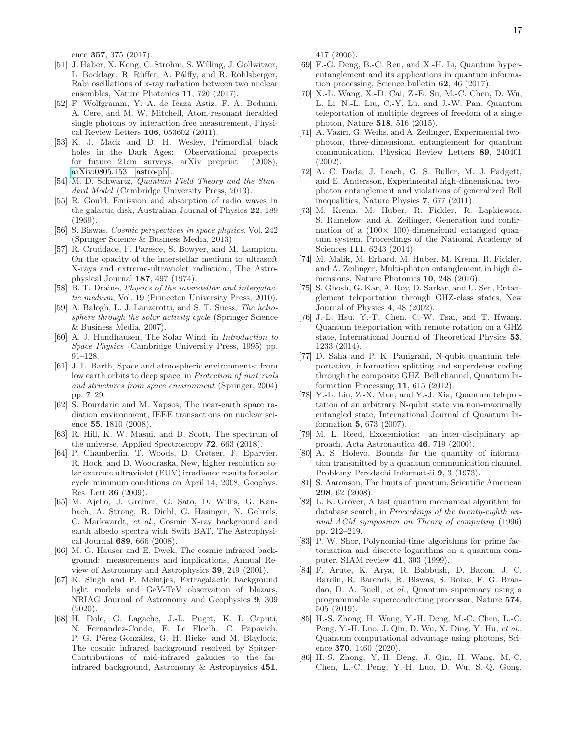ence **357**, 375 (2017).

[51] J. Haber, X. Kong, C. Strohm, S. Willing, J. Gollwitzer, L. Bocklage, R. Rüffer, A. Pálffy, and R. Röhlsberger, Rabi oscillations of x-ray radiation between two nuclear ensembles, Nature Photonics **11**, 720 (2017).

[52] F. Wolfgramm, Y. A. de Icaza Astiz, F. A. Beduini, A. Cere, and M. W. Mitchell, Atom-resonant heralded single photons by interaction-free measurement, Physical Review Letters **106**, 053602 (2011).

[53] K. J. Mack and D. H. Wesley, Primordial black holes in the Dark Ages: Observational prospects for future 21cm surveys, arXiv preprint (2008), arXiv:0805.1531 [astro-ph].

[54] M. D. Schwartz, *Quantum Field Theory and the Standard Model* (Cambridge University Press, 2013).

[55] R. Gould, Emission and absorption of radio waves in the galactic disk, Australian Journal of Physics **22**, 189 (1969).

[56] S. Biswas, *Cosmic perspectives in space physics*, Vol. 242 (Springer Science & Business Media, 2013).

[57] R. Cruddace, F. Paresce, S. Bowyer, and M. Lampton, On the opacity of the interstellar medium to ultrasoft X-rays and extreme-ultraviolet radiation., The Astrophysical Journal **187**, 497 (1974).

[58] B. T. Draine, *Physics of the interstellar and intergalactic medium*, Vol. 19 (Princeton University Press, 2010).

[59] A. Balogh, L. J. Lanzerotti, and S. T. Suess, *The heliosphere through the solar activity cycle* (Springer Science & Business Media, 2007).

[60] A. J. Hundhausen, The Solar Wind, in *Introduction to Space Physics* (Cambridge University Press, 1995) pp. 91–128.

[61] J. L. Barth, Space and atmospheric environments: from low earth orbits to deep space, in *Protection of materials and structures from space environment* (Springer, 2004) pp. 7–29.

[62] S. Bourdarie and M. Xapsos, The near-earth space radiation environment, IEEE transactions on nuclear science **55**, 1810 (2008).

[63] R. Hill, K. W. Masui, and D. Scott, The spectrum of the universe, Applied Spectroscopy **72**, 663 (2018).

[64] P. Chamberlin, T. Woods, D. Crotser, F. Eparvier, R. Hock, and D. Woodraska, New, higher resolution solar extreme ultraviolet (EUV) irradiance results for solar cycle minimum conditions on April 14, 2008, Geophys. Res. Lett **36** (2009).

[65] M. Ajello, J. Greiner, G. Sato, D. Willis, G. Kanbach, A. Strong, R. Diehl, G. Hasinger, N. Gehrels, C. Markwardt, *et al.*, Cosmic X-ray background and earth albedo spectra with Swift BAT, The Astrophysical Journal **689**, 666 (2008).

[66] M. G. Hauser and E. Dwek, The cosmic infrared background: measurements and implications, Annual Review of Astronomy and Astrophysics **39**, 249 (2001).

[67] K. Singh and P. Meintjes, Extragalactic background light models and GeV-TeV observation of blazars, NRIAG Journal of Astronomy and Geophysics **9**, 309 (2020).

[68] H. Dole, G. Lagache, J.-L. Puget, K. I. Caputi, N. Fernandez-Conde, E. Le Floc'h, C. Papovich, P. G. Pérez-González, G. H. Rieke, and M. Blaylock, The cosmic infrared background resolved by Spitzer-Contributions of mid-infrared galaxies to the far-infrared background, Astronomy & Astrophysics **451**, 417 (2006).

[69] F.-G. Deng, B.-C. Ren, and X.-H. Li, Quantum hyperentanglement and its applications in quantum information processing, Science bulletin **62**, 46 (2017).

[70] X.-L. Wang, X.-D. Cai, Z.-E. Su, M.-C. Chen, D. Wu, L. Li, N.-L. Liu, C.-Y. Lu, and J.-W. Pan, Quantum teleportation of multiple degrees of freedom of a single photon, Nature **518**, 516 (2015).

[71] A. Vaziri, G. Weihs, and A. Zeilinger, Experimental two-photon, three-dimensional entanglement for quantum communication, Physical Review Letters **89**, 240401 (2002).

[72] A. C. Dada, J. Leach, G. S. Buller, M. J. Padgett, and E. Andersson, Experimental high-dimensional two-photon entanglement and violations of generalized Bell inequalities, Nature Physics **7**, 677 (2011).

[73] M. Krenn, M. Huber, R. Fickler, R. Lapkiewicz, S. Ramelow, and A. Zeilinger, Generation and confirmation of a (100× 100)-dimensional entangled quantum system, Proceedings of the National Academy of Sciences **111**, 6243 (2014).

[74] M. Malik, M. Erhard, M. Huber, M. Krenn, R. Fickler, and A. Zeilinger, Multi-photon entanglement in high dimensions, Nature Photonics **10**, 248 (2016).

[75] S. Ghosh, G. Kar, A. Roy, D. Sarkar, and U. Sen, Entanglement teleportation through GHZ-class states, New Journal of Physics **4**, 48 (2002).

[76] J.-L. Hsu, Y.-T. Chen, C.-W. Tsai, and T. Hwang, Quantum teleportation with remote rotation on a GHZ state, International Journal of Theoretical Physics **53**, 1233 (2014).

[77] D. Saha and P. K. Panigrahi, N-qubit quantum teleportation, information splitting and superdense coding through the composite GHZ–Bell channel, Quantum Information Processing **11**, 615 (2012).

[78] Y.-L. Liu, Z.-X. Man, and Y.-J. Xia, Quantum teleportation of an arbitrary N-qubit state via non-maximally entangled state, International Journal of Quantum Information **5**, 673 (2007).

[79] M. L. Reed, Exosemiotics: an inter-disciplinary approach, Acta Astronautica **46**, 719 (2000).

[80] A. S. Holevo, Bounds for the quantity of information transmitted by a quantum communication channel, Problemy Peredachi Informatsii **9**, 3 (1973).

[81] S. Aaronson, The limits of quantum, Scientific American **298**, 62 (2008).

[82] L. K. Grover, A fast quantum mechanical algorithm for database search, in *Proceedings of the twenty-eighth annual ACM symposium on Theory of computing* (1996) pp. 212–219.

[83] P. W. Shor, Polynomial-time algorithms for prime factorization and discrete logarithms on a quantum computer, SIAM review **41**, 303 (1999).

[84] F. Arute, K. Arya, R. Babbush, D. Bacon, J. C. Bardin, R. Barends, R. Biswas, S. Boixo, F. G. Brandao, D. A. Buell, *et al.*, Quantum supremacy using a programmable superconducting processor, Nature **574**, 505 (2019).

[85] H.-S. Zhong, H. Wang, Y.-H. Deng, M.-C. Chen, L.-C. Peng, Y.-H. Luo, J. Qin, D. Wu, X. Ding, Y. Hu, *et al.*, Quantum computational advantage using photons, Science **370**, 1460 (2020).

[86] H.-S. Zhong, Y.-H. Deng, J. Qin, H. Wang, M.-C. Chen, L.-C. Peng, Y.-H. Luo, D. Wu, S.-Q. Gong,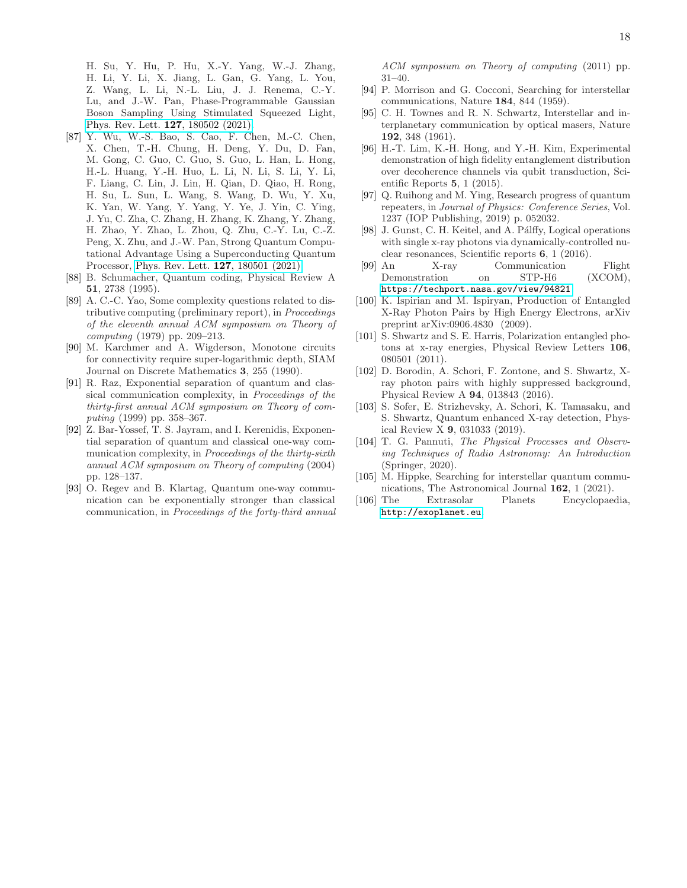H. Su, Y. Hu, P. Hu, X.-Y. Yang, W.-J. Zhang, H. Li, Y. Li, X. Jiang, L. Gan, G. Yang, L. You, Z. Wang, L. Li, N.-L. Liu, J. J. Renema, C.-Y. Lu, and J.-W. Pan, Phase-Programmable Gaussian Boson Sampling Using Stimulated Squeezed Light, Phys. Rev. Lett. **127**, 180502 (2021).

[87] Y. Wu, W.-S. Bao, S. Cao, F. Chen, M.-C. Chen, X. Chen, T.-H. Chung, H. Deng, Y. Du, D. Fan, M. Gong, C. Guo, C. Guo, S. Guo, L. Han, L. Hong, H.-L. Huang, Y.-H. Huo, L. Li, N. Li, S. Li, Y. Li, F. Liang, C. Lin, J. Lin, H. Qian, D. Qiao, H. Rong, H. Su, L. Sun, L. Wang, S. Wang, D. Wu, Y. Xu, K. Yan, W. Yang, Y. Yang, Y. Ye, J. Yin, C. Ying, J. Yu, C. Zha, C. Zhang, H. Zhang, K. Zhang, Y. Zhang, H. Zhao, Y. Zhao, L. Zhou, Q. Zhu, C.-Y. Lu, C.-Z. Peng, X. Zhu, and J.-W. Pan, Strong Quantum Computational Advantage Using a Superconducting Quantum Processor, Phys. Rev. Lett. **127**, 180501 (2021).

[88] B. Schumacher, Quantum coding, Physical Review A **51**, 2738 (1995).

[89] A. C.-C. Yao, Some complexity questions related to distributive computing (preliminary report), in *Proceedings of the eleventh annual ACM symposium on Theory of computing* (1979) pp. 209–213.

[90] M. Karchmer and A. Wigderson, Monotone circuits for connectivity require super-logarithmic depth, SIAM Journal on Discrete Mathematics **3**, 255 (1990).

[91] R. Raz, Exponential separation of quantum and classical communication complexity, in *Proceedings of the thirty-first annual ACM symposium on Theory of computing* (1999) pp. 358–367.

[92] Z. Bar-Yossef, T. S. Jayram, and I. Kerenidis, Exponential separation of quantum and classical one-way communication complexity, in *Proceedings of the thirty-sixth annual ACM symposium on Theory of computing* (2004) pp. 128–137.

[93] O. Regev and B. Klartag, Quantum one-way communication can be exponentially stronger than classical communication, in *Proceedings of the forty-third annual ACM symposium on Theory of computing* (2011) pp. 31–40.

[94] P. Morrison and G. Cocconi, Searching for interstellar communications, Nature **184**, 844 (1959).

[95] C. H. Townes and R. N. Schwartz, Interstellar and interplanetary communication by optical masers, Nature **192**, 348 (1961).

[96] H.-T. Lim, K.-H. Hong, and Y.-H. Kim, Experimental demonstration of high fidelity entanglement distribution over decoherence channels via qubit transduction, Scientific Reports **5**, 1 (2015).

[97] Q. Ruihong and M. Ying, Research progress of quantum repeaters, in *Journal of Physics: Conference Series*, Vol. 1237 (IOP Publishing, 2019) p. 052032.

[98] J. Gunst, C. H. Keitel, and A. Pálffy, Logical operations with single x-ray photons via dynamically-controlled nuclear resonances, Scientific reports **6**, 1 (2016).

[99] An X-ray Communication Flight Demonstration on STP-H6 (XCOM), https://techport.nasa.gov/view/94821.

[100] K. Ispirian and M. Ispiryan, Production of Entangled X-Ray Photon Pairs by High Energy Electrons, arXiv preprint arXiv:0906.4830 (2009).

[101] S. Shwartz and S. E. Harris, Polarization entangled photons at x-ray energies, Physical Review Letters **106**, 080501 (2011).

[102] D. Borodin, A. Schori, F. Zontone, and S. Shwartz, X-ray photon pairs with highly suppressed background, Physical Review A **94**, 013843 (2016).

[103] S. Sofer, E. Strizhevsky, A. Schori, K. Tamasaku, and S. Shwartz, Quantum enhanced X-ray detection, Physical Review X **9**, 031033 (2019).

[104] T. G. Pannuti, *The Physical Processes and Observing Techniques of Radio Astronomy: An Introduction* (Springer, 2020).

[105] M. Hippke, Searching for interstellar quantum communications, The Astronomical Journal **162**, 1 (2021).

[106] The Extrasolar Planets Encyclopaedia, http://exoplanet.eu.